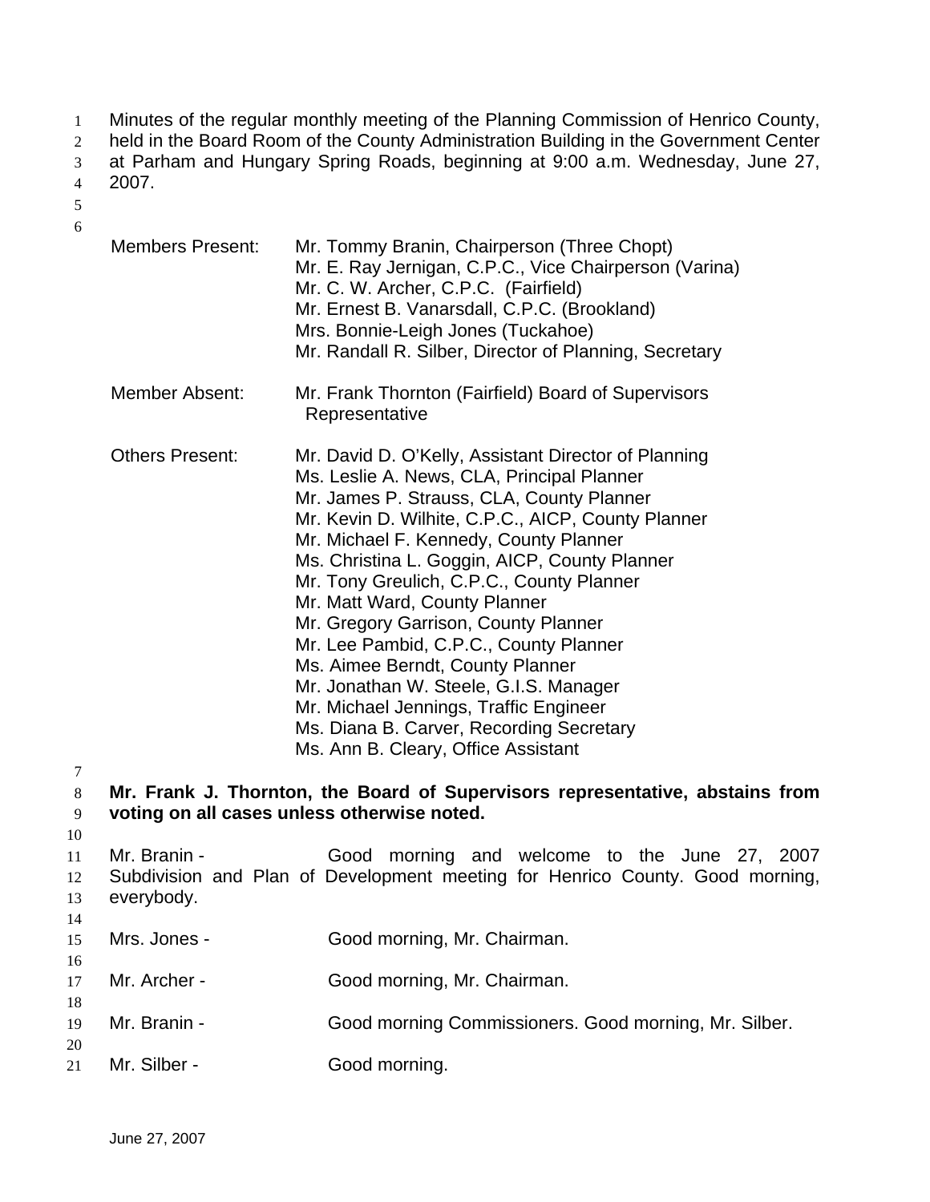Minutes of the regular monthly meeting of the Planning Commission of Henrico County, held in the Board Room of the County Administration Building in the Government Center at Parham and Hungary Spring Roads, beginning at 9:00 a.m. Wednesday, June 27, 2007.

| | |
|---|---|
| Members Present: | Mr. Tommy Branin, Chairperson (Three Chopt)<br>Mr. E. Ray Jernigan, C.P.C., Vice Chairperson (Varina)<br>Mr. C. W. Archer, C.P.C. (Fairfield)<br>Mr. Ernest B. Vanarsdall, C.P.C. (Brookland)<br>Mrs. Bonnie-Leigh Jones (Tuckahoe)<br>Mr. Randall R. Silber, Director of Planning, Secretary |
| Member Absent: | Mr. Frank Thornton (Fairfield) Board of Supervisors Representative |
| Others Present: | Mr. David D. O'Kelly, Assistant Director of Planning<br>Ms. Leslie A. News, CLA, Principal Planner<br>Mr. James P. Strauss, CLA, County Planner<br>Mr. Kevin D. Wilhite, C.P.C., AICP, County Planner<br>Mr. Michael F. Kennedy, County Planner<br>Ms. Christina L. Goggin, AICP, County Planner<br>Mr. Tony Greulich, C.P.C., County Planner<br>Mr. Matt Ward, County Planner<br>Mr. Gregory Garrison, County Planner<br>Mr. Lee Pambid, C.P.C., County Planner<br>Ms. Aimee Berndt, County Planner<br>Mr. Jonathan W. Steele, G.I.S. Manager<br>Mr. Michael Jennings, Traffic Engineer<br>Ms. Diana B. Carver, Recording Secretary<br>Ms. Ann B. Cleary, Office Assistant |

**Mr. Frank J. Thornton, the Board of Supervisors representative, abstains from voting on all cases unless otherwise noted.**

Mr. Branin - Good morning and welcome to the June 27, 2007 Subdivision and Plan of Development meeting for Henrico County. Good morning, everybody.

Mrs. Jones - Good morning, Mr. Chairman.

Mr. Archer - Good morning, Mr. Chairman.

Mr. Branin - Good morning Commissioners. Good morning, Mr. Silber.

Mr. Silber - Good morning.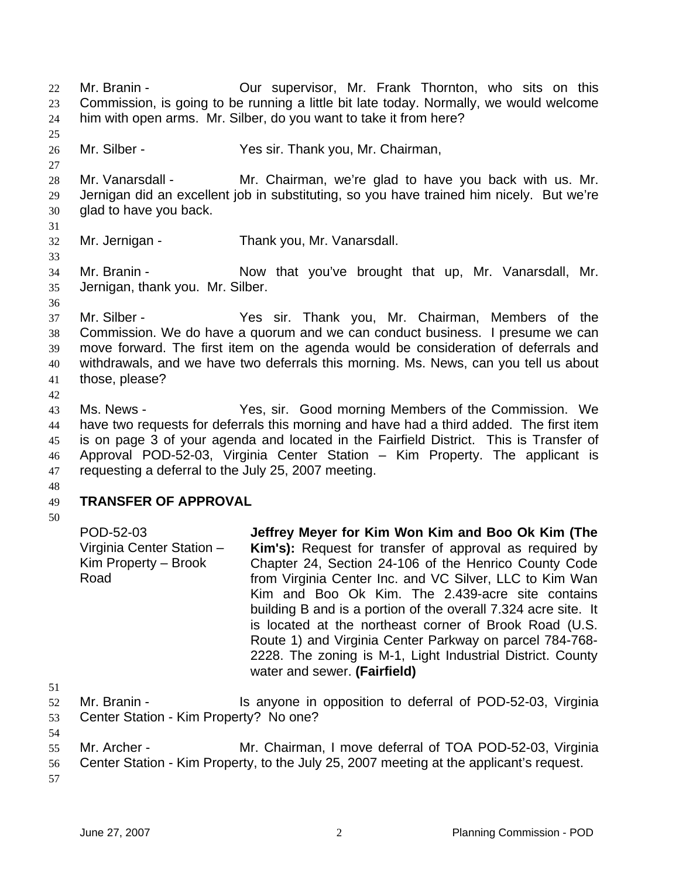Mr. Branin - Our supervisor, Mr. Frank Thornton, who sits on this Commission, is going to be running a little bit late today. Normally, we would welcome him with open arms. Mr. Silber, do you want to take it from here?

Mr. Silber - Yes sir. Thank you, Mr. Chairman,

Mr. Vanarsdall - Mr. Chairman, we're glad to have you back with us. Mr. Jernigan did an excellent job in substituting, so you have trained him nicely. But we're glad to have you back.

Mr. Jernigan - Thank you, Mr. Vanarsdall.

Mr. Branin - Now that you've brought that up, Mr. Vanarsdall, Mr. Jernigan, thank you. Mr. Silber.

Mr. Silber - Yes sir. Thank you, Mr. Chairman, Members of the Commission. We do have a quorum and we can conduct business. I presume we can move forward. The first item on the agenda would be consideration of deferrals and withdrawals, and we have two deferrals this morning. Ms. News, can you tell us about those, please?

Ms. News - Yes, sir. Good morning Members of the Commission. We have two requests for deferrals this morning and have had a third added. The first item is on page 3 of your agenda and located in the Fairfield District. This is Transfer of Approval POD-52-03, Virginia Center Station – Kim Property. The applicant is requesting a deferral to the July 25, 2007 meeting.

## TRANSFER OF APPROVAL

POD-52-03
Virginia Center Station – Kim Property – Brook Road

**Jeffrey Meyer for Kim Won Kim and Boo Ok Kim (The Kim's):** Request for transfer of approval as required by Chapter 24, Section 24-106 of the Henrico County Code from Virginia Center Inc. and VC Silver, LLC to Kim Wan Kim and Boo Ok Kim. The 2.439-acre site contains building B and is a portion of the overall 7.324 acre site. It is located at the northeast corner of Brook Road (U.S. Route 1) and Virginia Center Parkway on parcel 784-768-2228. The zoning is M-1, Light Industrial District. County water and sewer. **(Fairfield)**

Mr. Branin - Is anyone in opposition to deferral of POD-52-03, Virginia Center Station - Kim Property? No one?

Mr. Archer - Mr. Chairman, I move deferral of TOA POD-52-03, Virginia Center Station - Kim Property, to the July 25, 2007 meeting at the applicant's request.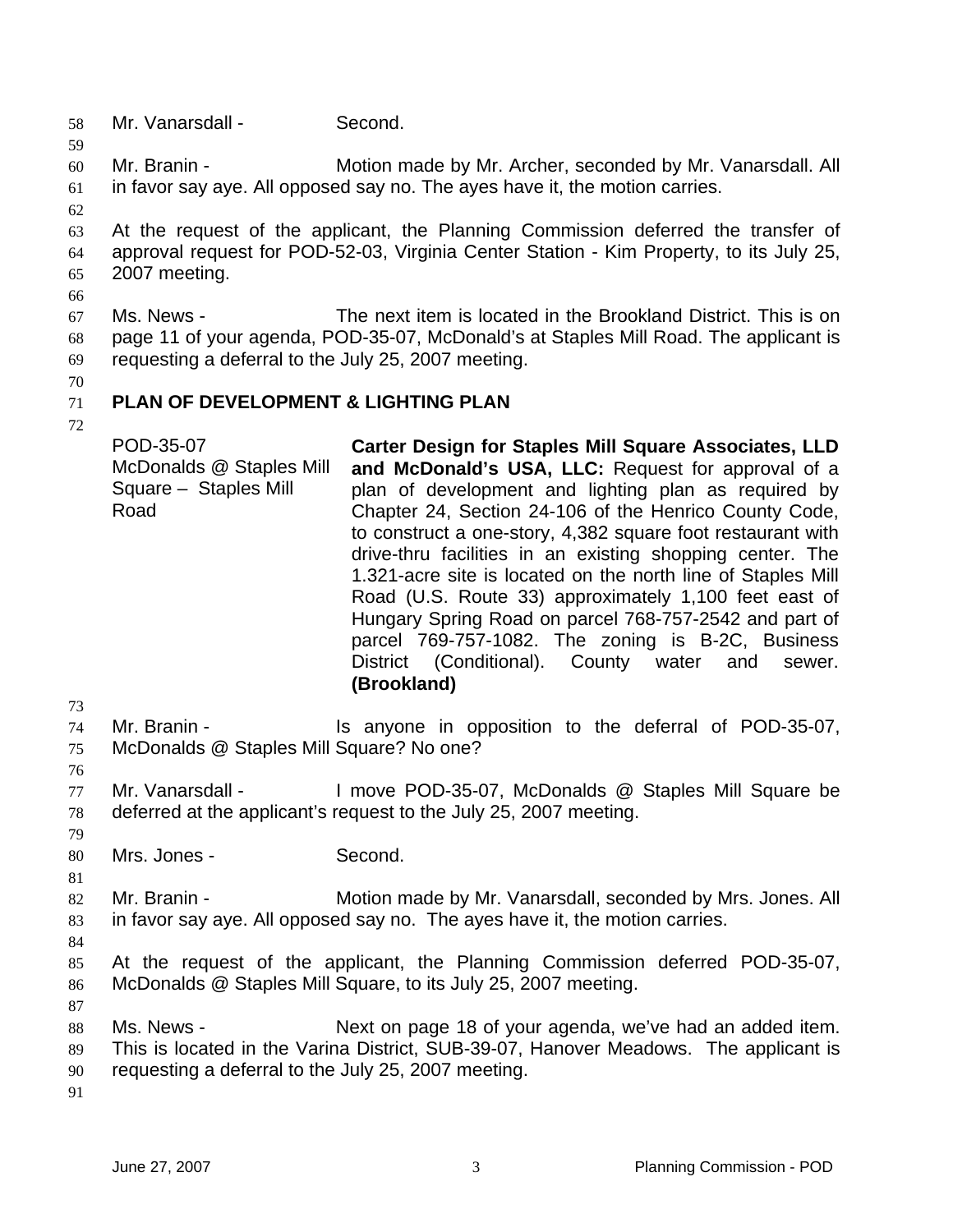Mr. Vanarsdall - Second.

Mr. Branin - Motion made by Mr. Archer, seconded by Mr. Vanarsdall. All in favor say aye. All opposed say no. The ayes have it, the motion carries.

At the request of the applicant, the Planning Commission deferred the transfer of approval request for POD-52-03, Virginia Center Station - Kim Property, to its July 25, 2007 meeting.

Ms. News - The next item is located in the Brookland District. This is on page 11 of your agenda, POD-35-07, McDonald's at Staples Mill Road. The applicant is requesting a deferral to the July 25, 2007 meeting.

## PLAN OF DEVELOPMENT & LIGHTING PLAN

| | |
|---|---|
| POD-35-07<br>McDonalds @ Staples Mill Square – Staples Mill Road | **Carter Design for Staples Mill Square Associates, LLD and McDonald's USA, LLC:** Request for approval of a plan of development and lighting plan as required by Chapter 24, Section 24-106 of the Henrico County Code, to construct a one-story, 4,382 square foot restaurant with drive-thru facilities in an existing shopping center. The 1.321-acre site is located on the north line of Staples Mill Road (U.S. Route 33) approximately 1,100 feet east of Hungary Spring Road on parcel 768-757-2542 and part of parcel 769-757-1082. The zoning is B-2C, Business District (Conditional). County water and sewer. **(Brookland)** |

Mr. Branin - Is anyone in opposition to the deferral of POD-35-07, McDonalds @ Staples Mill Square? No one?

Mr. Vanarsdall - I move POD-35-07, McDonalds @ Staples Mill Square be deferred at the applicant's request to the July 25, 2007 meeting.

Mrs. Jones - Second.

Mr. Branin - Motion made by Mr. Vanarsdall, seconded by Mrs. Jones. All in favor say aye. All opposed say no. The ayes have it, the motion carries.

At the request of the applicant, the Planning Commission deferred POD-35-07, McDonalds @ Staples Mill Square, to its July 25, 2007 meeting.

Ms. News - Next on page 18 of your agenda, we've had an added item. This is located in the Varina District, SUB-39-07, Hanover Meadows. The applicant is requesting a deferral to the July 25, 2007 meeting.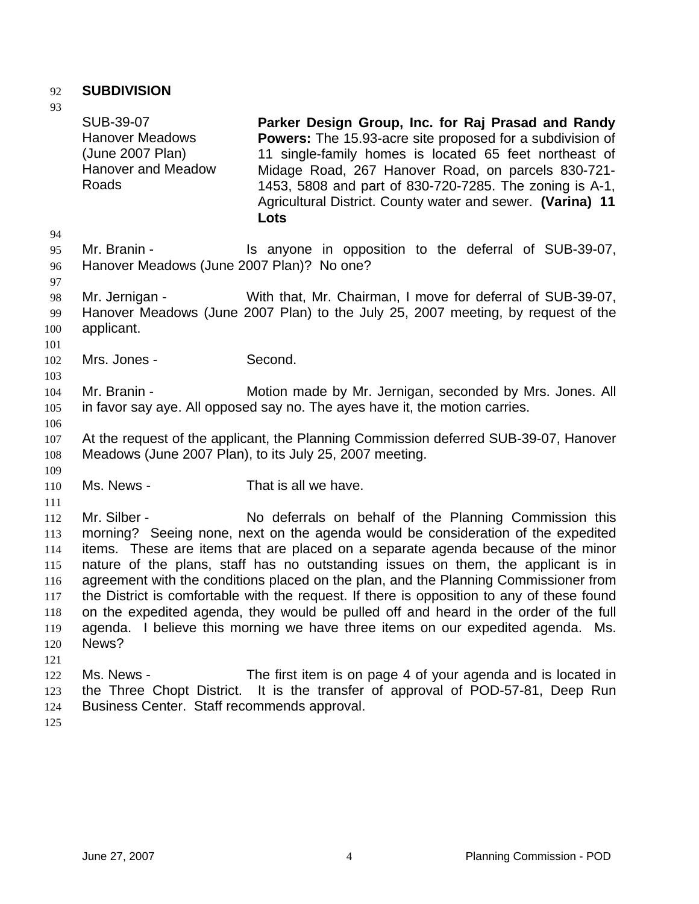**SUBDIVISION**

| | |
|---|---|
| SUB-39-07<br>Hanover Meadows<br>(June 2007 Plan)<br>Hanover and Meadow Roads | **Parker Design Group, Inc. for Raj Prasad and Randy Powers:** The 15.93-acre site proposed for a subdivision of 11 single-family homes is located 65 feet northeast of Midage Road, 267 Hanover Road, on parcels 830-721-1453, 5808 and part of 830-720-7285. The zoning is A-1, Agricultural District. County water and sewer. **(Varina) 11 Lots** |

Mr. Branin - Is anyone in opposition to the deferral of SUB-39-07, Hanover Meadows (June 2007 Plan)? No one?

Mr. Jernigan - With that, Mr. Chairman, I move for deferral of SUB-39-07, Hanover Meadows (June 2007 Plan) to the July 25, 2007 meeting, by request of the applicant.

Mrs. Jones - Second.

Mr. Branin - Motion made by Mr. Jernigan, seconded by Mrs. Jones. All in favor say aye. All opposed say no. The ayes have it, the motion carries.

At the request of the applicant, the Planning Commission deferred SUB-39-07, Hanover Meadows (June 2007 Plan), to its July 25, 2007 meeting.

Ms. News - That is all we have.

Mr. Silber - No deferrals on behalf of the Planning Commission this morning? Seeing none, next on the agenda would be consideration of the expedited items. These are items that are placed on a separate agenda because of the minor nature of the plans, staff has no outstanding issues on them, the applicant is in agreement with the conditions placed on the plan, and the Planning Commissioner from the District is comfortable with the request. If there is opposition to any of these found on the expedited agenda, they would be pulled off and heard in the order of the full agenda. I believe this morning we have three items on our expedited agenda. Ms. News?

Ms. News - The first item is on page 4 of your agenda and is located in the Three Chopt District. It is the transfer of approval of POD-57-81, Deep Run Business Center. Staff recommends approval.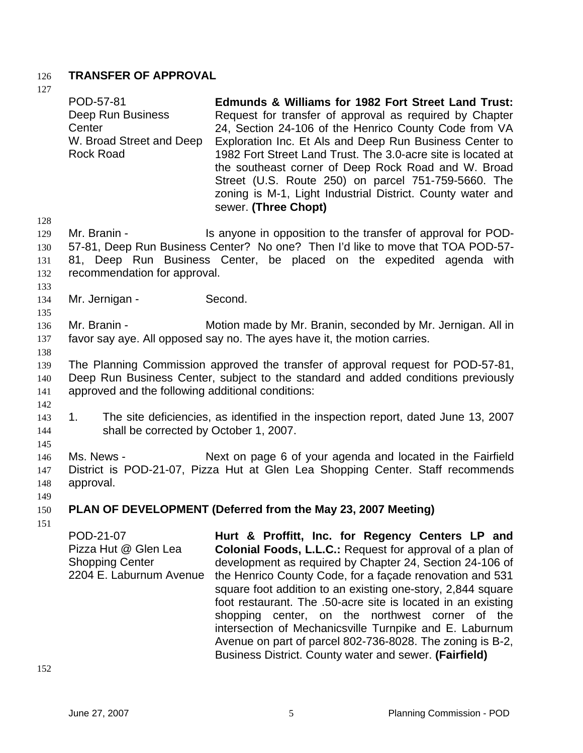## TRANSFER OF APPROVAL

| | |
|---|---|
| POD-57-81<br>Deep Run Business Center<br>W. Broad Street and Deep Rock Road | **Edmunds & Williams for 1982 Fort Street Land Trust:** Request for transfer of approval as required by Chapter 24, Section 24-106 of the Henrico County Code from VA Exploration Inc. Et Als and Deep Run Business Center to 1982 Fort Street Land Trust. The 3.0-acre site is located at the southeast corner of Deep Rock Road and W. Broad Street (U.S. Route 250) on parcel 751-759-5660. The zoning is M-1, Light Industrial District. County water and sewer. **(Three Chopt)** |

Mr. Branin - Is anyone in opposition to the transfer of approval for POD-57-81, Deep Run Business Center? No one? Then I'd like to move that TOA POD-57-81, Deep Run Business Center, be placed on the expedited agenda with recommendation for approval.

Mr. Jernigan - Second.

Mr. Branin - Motion made by Mr. Branin, seconded by Mr. Jernigan. All in favor say aye. All opposed say no. The ayes have it, the motion carries.

The Planning Commission approved the transfer of approval request for POD-57-81, Deep Run Business Center, subject to the standard and added conditions previously approved and the following additional conditions:

1. The site deficiencies, as identified in the inspection report, dated June 13, 2007 shall be corrected by October 1, 2007.

Ms. News - Next on page 6 of your agenda and located in the Fairfield District is POD-21-07, Pizza Hut at Glen Lea Shopping Center. Staff recommends approval.

## PLAN OF DEVELOPMENT (Deferred from the May 23, 2007 Meeting)

| | |
|---|---|
| POD-21-07<br>Pizza Hut @ Glen Lea Shopping Center<br>2204 E. Laburnum Avenue | **Hurt & Proffitt, Inc. for Regency Centers LP and Colonial Foods, L.L.C.:** Request for approval of a plan of development as required by Chapter 24, Section 24-106 of the Henrico County Code, for a façade renovation and 531 square foot addition to an existing one-story, 2,844 square foot restaurant. The .50-acre site is located in an existing shopping center, on the northwest corner of the intersection of Mechanicsville Turnpike and E. Laburnum Avenue on part of parcel 802-736-8028. The zoning is B-2, Business District. County water and sewer. **(Fairfield)** |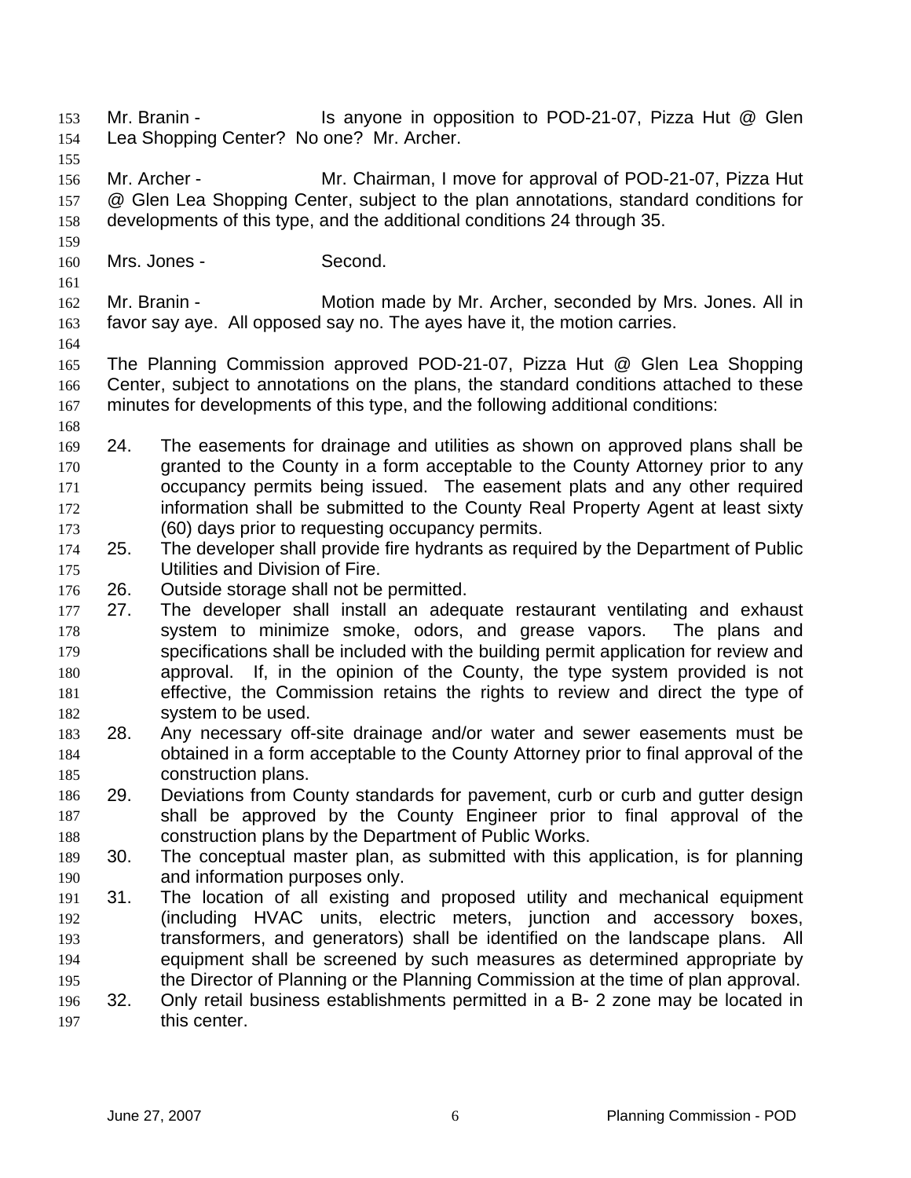Mr. Branin - Is anyone in opposition to POD-21-07, Pizza Hut @ Glen Lea Shopping Center? No one? Mr. Archer.

Mr. Archer - Mr. Chairman, I move for approval of POD-21-07, Pizza Hut @ Glen Lea Shopping Center, subject to the plan annotations, standard conditions for developments of this type, and the additional conditions 24 through 35.

Mrs. Jones - Second.

Mr. Branin - Motion made by Mr. Archer, seconded by Mrs. Jones. All in favor say aye. All opposed say no. The ayes have it, the motion carries.

The Planning Commission approved POD-21-07, Pizza Hut @ Glen Lea Shopping Center, subject to annotations on the plans, the standard conditions attached to these minutes for developments of this type, and the following additional conditions:

24. The easements for drainage and utilities as shown on approved plans shall be granted to the County in a form acceptable to the County Attorney prior to any occupancy permits being issued. The easement plats and any other required information shall be submitted to the County Real Property Agent at least sixty (60) days prior to requesting occupancy permits.
25. The developer shall provide fire hydrants as required by the Department of Public Utilities and Division of Fire.
26. Outside storage shall not be permitted.
27. The developer shall install an adequate restaurant ventilating and exhaust system to minimize smoke, odors, and grease vapors. The plans and specifications shall be included with the building permit application for review and approval. If, in the opinion of the County, the type system provided is not effective, the Commission retains the rights to review and direct the type of system to be used.
28. Any necessary off-site drainage and/or water and sewer easements must be obtained in a form acceptable to the County Attorney prior to final approval of the construction plans.
29. Deviations from County standards for pavement, curb or curb and gutter design shall be approved by the County Engineer prior to final approval of the construction plans by the Department of Public Works.
30. The conceptual master plan, as submitted with this application, is for planning and information purposes only.
31. The location of all existing and proposed utility and mechanical equipment (including HVAC units, electric meters, junction and accessory boxes, transformers, and generators) shall be identified on the landscape plans. All equipment shall be screened by such measures as determined appropriate by the Director of Planning or the Planning Commission at the time of plan approval.
32. Only retail business establishments permitted in a B- 2 zone may be located in this center.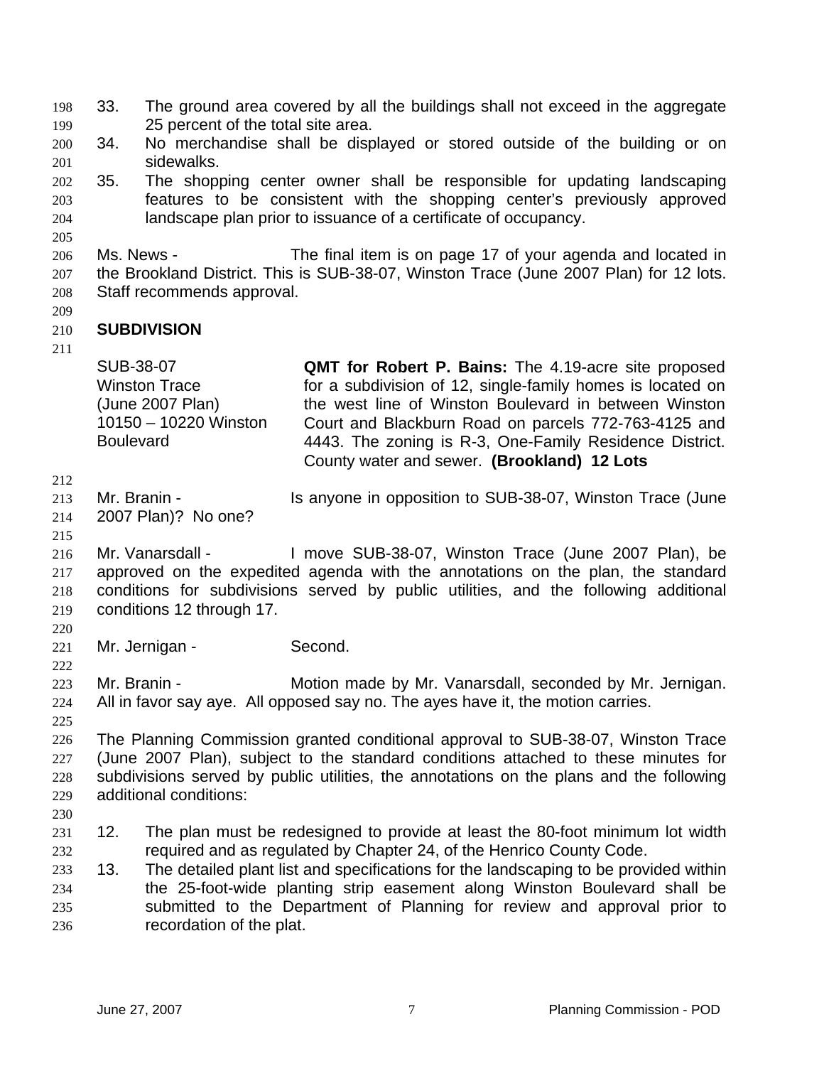33. The ground area covered by all the buildings shall not exceed in the aggregate 25 percent of the total site area.
34. No merchandise shall be displayed or stored outside of the building or on sidewalks.
35. The shopping center owner shall be responsible for updating landscaping features to be consistent with the shopping center's previously approved landscape plan prior to issuance of a certificate of occupancy.

Ms. News - The final item is on page 17 of your agenda and located in the Brookland District. This is SUB-38-07, Winston Trace (June 2007 Plan) for 12 lots. Staff recommends approval.

**SUBDIVISION**

| | |
|---|---|
| SUB-38-07<br>Winston Trace<br>(June 2007 Plan)<br>10150 – 10220 Winston Boulevard | **QMT for Robert P. Bains:** The 4.19-acre site proposed for a subdivision of 12, single-family homes is located on the west line of Winston Boulevard in between Winston Court and Blackburn Road on parcels 772-763-4125 and 4443. The zoning is R-3, One-Family Residence District. County water and sewer. **(Brookland) 12 Lots** |

Mr. Branin - Is anyone in opposition to SUB-38-07, Winston Trace (June 2007 Plan)? No one?

Mr. Vanarsdall - I move SUB-38-07, Winston Trace (June 2007 Plan), be approved on the expedited agenda with the annotations on the plan, the standard conditions for subdivisions served by public utilities, and the following additional conditions 12 through 17.

Mr. Jernigan - Second.

Mr. Branin - Motion made by Mr. Vanarsdall, seconded by Mr. Jernigan. All in favor say aye. All opposed say no. The ayes have it, the motion carries.

The Planning Commission granted conditional approval to SUB-38-07, Winston Trace (June 2007 Plan), subject to the standard conditions attached to these minutes for subdivisions served by public utilities, the annotations on the plans and the following additional conditions:

12. The plan must be redesigned to provide at least the 80-foot minimum lot width required and as regulated by Chapter 24, of the Henrico County Code.
13. The detailed plant list and specifications for the landscaping to be provided within the 25-foot-wide planting strip easement along Winston Boulevard shall be submitted to the Department of Planning for review and approval prior to recordation of the plat.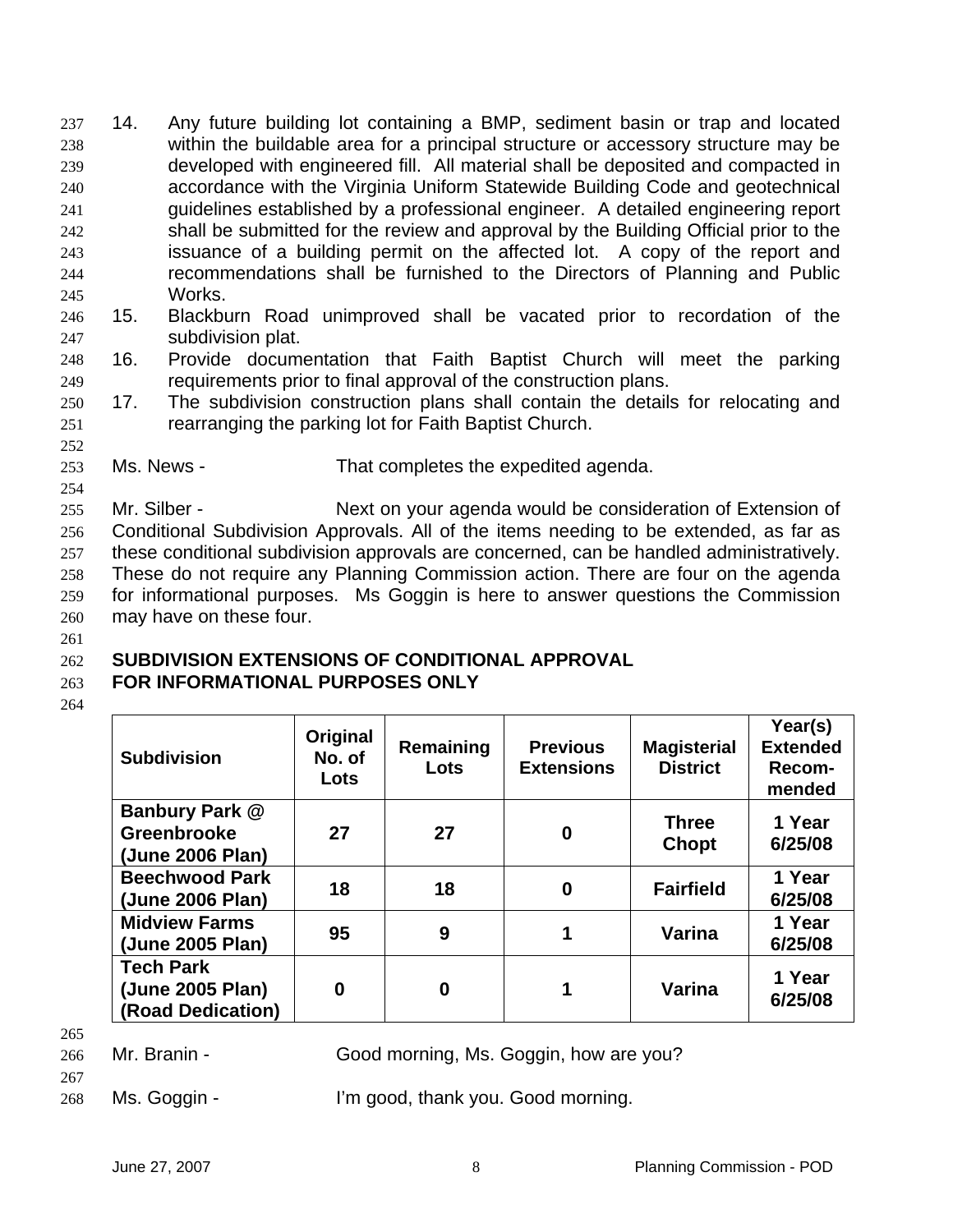14. Any future building lot containing a BMP, sediment basin or trap and located within the buildable area for a principal structure or accessory structure may be developed with engineered fill. All material shall be deposited and compacted in accordance with the Virginia Uniform Statewide Building Code and geotechnical guidelines established by a professional engineer. A detailed engineering report shall be submitted for the review and approval by the Building Official prior to the issuance of a building permit on the affected lot. A copy of the report and recommendations shall be furnished to the Directors of Planning and Public Works.
15. Blackburn Road unimproved shall be vacated prior to recordation of the subdivision plat.
16. Provide documentation that Faith Baptist Church will meet the parking requirements prior to final approval of the construction plans.
17. The subdivision construction plans shall contain the details for relocating and rearranging the parking lot for Faith Baptist Church.

Ms. News - That completes the expedited agenda.

Mr. Silber - Next on your agenda would be consideration of Extension of Conditional Subdivision Approvals. All of the items needing to be extended, as far as these conditional subdivision approvals are concerned, can be handled administratively. These do not require any Planning Commission action. There are four on the agenda for informational purposes. Ms Goggin is here to answer questions the Commission may have on these four.

**SUBDIVISION EXTENSIONS OF CONDITIONAL APPROVAL**
**FOR INFORMATIONAL PURPOSES ONLY**

| Subdivision | Original No. of Lots | Remaining Lots | Previous Extensions | Magisterial District | Year(s) Extended Recom-mended |
|---|---|---|---|---|---|
| **Banbury Park @ Greenbrooke (June 2006 Plan)** | **27** | **27** | **0** | **Three Chopt** | **1 Year 6/25/08** |
| **Beechwood Park (June 2006 Plan)** | **18** | **18** | **0** | **Fairfield** | **1 Year 6/25/08** |
| **Midview Farms (June 2005 Plan)** | **95** | **9** | **1** | **Varina** | **1 Year 6/25/08** |
| **Tech Park (June 2005 Plan) (Road Dedication)** | **0** | **0** | **1** | **Varina** | **1 Year 6/25/08** |

Mr. Branin - Good morning, Ms. Goggin, how are you?

Ms. Goggin - I'm good, thank you. Good morning.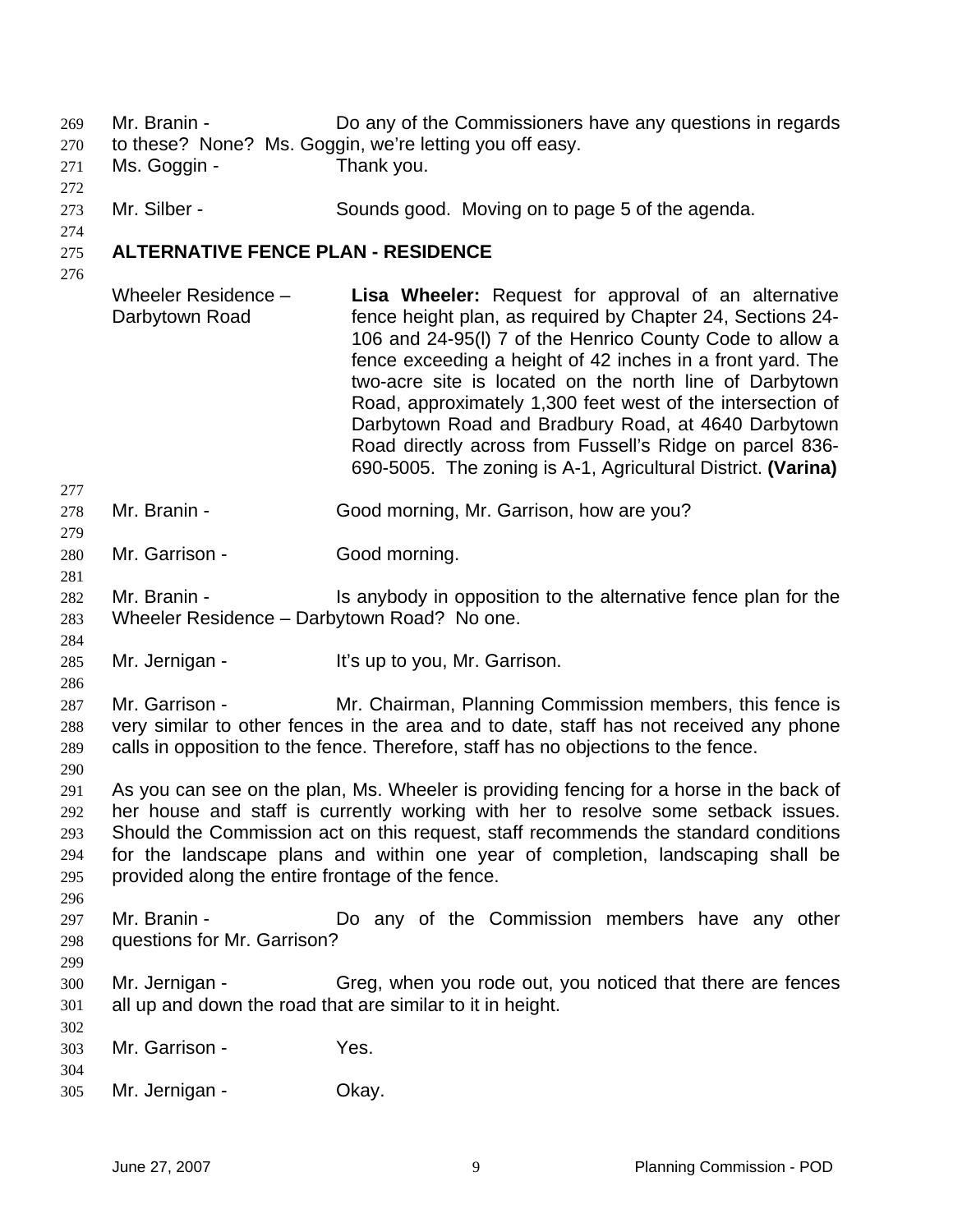Mr. Branin - Do any of the Commissioners have any questions in regards to these? None? Ms. Goggin, we're letting you off easy.

Ms. Goggin - Thank you.

Mr. Silber - Sounds good. Moving on to page 5 of the agenda.

## ALTERNATIVE FENCE PLAN - RESIDENCE

| | |
|---|---|
| Wheeler Residence – Darbytown Road | **Lisa Wheeler:** Request for approval of an alternative fence height plan, as required by Chapter 24, Sections 24-106 and 24-95(l) 7 of the Henrico County Code to allow a fence exceeding a height of 42 inches in a front yard. The two-acre site is located on the north line of Darbytown Road, approximately 1,300 feet west of the intersection of Darbytown Road and Bradbury Road, at 4640 Darbytown Road directly across from Fussell's Ridge on parcel 836-690-5005. The zoning is A-1, Agricultural District. **(Varina)** |

Mr. Branin - Good morning, Mr. Garrison, how are you?

Mr. Garrison - Good morning.

Mr. Branin - Is anybody in opposition to the alternative fence plan for the Wheeler Residence – Darbytown Road? No one.

Mr. Jernigan - It's up to you, Mr. Garrison.

Mr. Garrison - Mr. Chairman, Planning Commission members, this fence is very similar to other fences in the area and to date, staff has not received any phone calls in opposition to the fence. Therefore, staff has no objections to the fence.

As you can see on the plan, Ms. Wheeler is providing fencing for a horse in the back of her house and staff is currently working with her to resolve some setback issues. Should the Commission act on this request, staff recommends the standard conditions for the landscape plans and within one year of completion, landscaping shall be provided along the entire frontage of the fence.

Mr. Branin - Do any of the Commission members have any other questions for Mr. Garrison?

Mr. Jernigan - Greg, when you rode out, you noticed that there are fences all up and down the road that are similar to it in height.

Mr. Garrison - Yes.

Mr. Jernigan - Okay.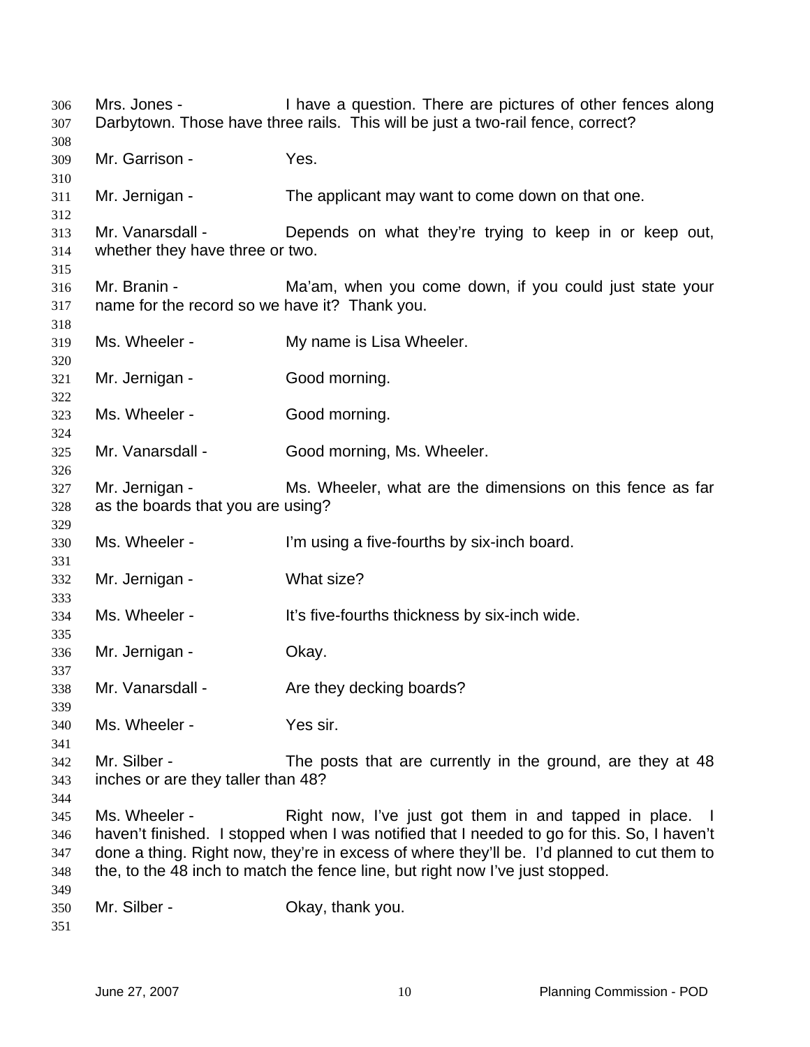Mrs. Jones - I have a question. There are pictures of other fences along Darbytown. Those have three rails. This will be just a two-rail fence, correct?

Mr. Garrison - Yes.

Mr. Jernigan - The applicant may want to come down on that one.

Mr. Vanarsdall - Depends on what they're trying to keep in or keep out, whether they have three or two.

Mr. Branin - Ma'am, when you come down, if you could just state your name for the record so we have it? Thank you.

Ms. Wheeler - My name is Lisa Wheeler.

Mr. Jernigan - Good morning.

Ms. Wheeler - Good morning.

Mr. Vanarsdall - Good morning, Ms. Wheeler.

Mr. Jernigan - Ms. Wheeler, what are the dimensions on this fence as far as the boards that you are using?

Ms. Wheeler - I'm using a five-fourths by six-inch board.

Mr. Jernigan - What size?

Ms. Wheeler - It's five-fourths thickness by six-inch wide.

Mr. Jernigan - Okay.

Mr. Vanarsdall - Are they decking boards?

Ms. Wheeler - Yes sir.

Mr. Silber - The posts that are currently in the ground, are they at 48 inches or are they taller than 48?

Ms. Wheeler - Right now, I've just got them in and tapped in place. I haven't finished. I stopped when I was notified that I needed to go for this. So, I haven't done a thing. Right now, they're in excess of where they'll be. I'd planned to cut them to the, to the 48 inch to match the fence line, but right now I've just stopped.

Mr. Silber - Okay, thank you.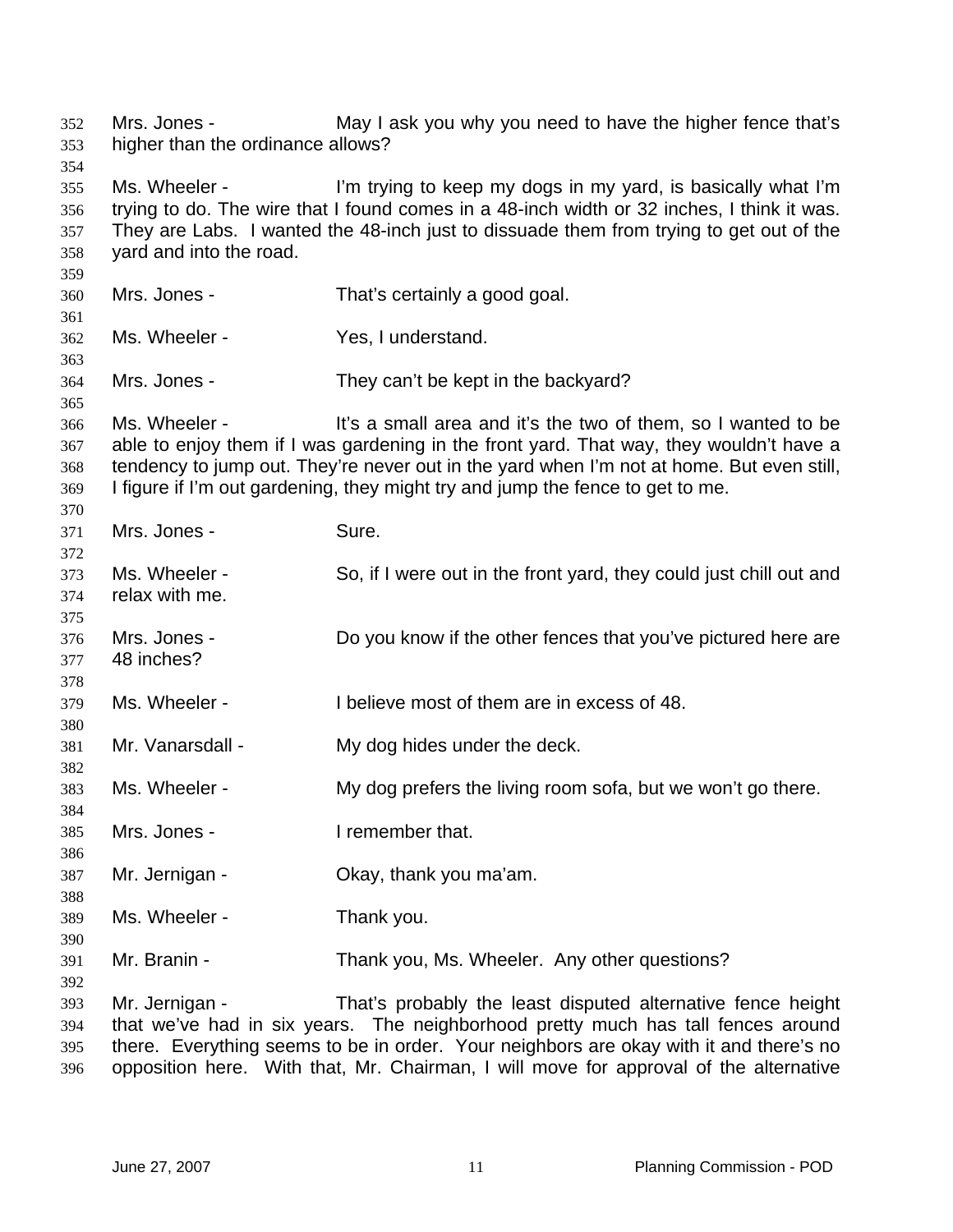Mrs. Jones - May I ask you why you need to have the higher fence that's higher than the ordinance allows?

Ms. Wheeler - I'm trying to keep my dogs in my yard, is basically what I'm trying to do. The wire that I found comes in a 48-inch width or 32 inches, I think it was. They are Labs. I wanted the 48-inch just to dissuade them from trying to get out of the yard and into the road.

Mrs. Jones - That's certainly a good goal.

Ms. Wheeler - Yes, I understand.

Mrs. Jones - They can't be kept in the backyard?

Ms. Wheeler - It's a small area and it's the two of them, so I wanted to be able to enjoy them if I was gardening in the front yard. That way, they wouldn't have a tendency to jump out. They're never out in the yard when I'm not at home. But even still, I figure if I'm out gardening, they might try and jump the fence to get to me.

Mrs. Jones - Sure.

Ms. Wheeler - So, if I were out in the front yard, they could just chill out and relax with me.

Mrs. Jones - Do you know if the other fences that you've pictured here are 48 inches?

Ms. Wheeler - I believe most of them are in excess of 48.

Mr. Vanarsdall - My dog hides under the deck.

Ms. Wheeler - My dog prefers the living room sofa, but we won't go there.

Mrs. Jones - I remember that.

Mr. Jernigan - Okay, thank you ma'am.

Ms. Wheeler - Thank you.

Mr. Branin - Thank you, Ms. Wheeler. Any other questions?

Mr. Jernigan - That's probably the least disputed alternative fence height that we've had in six years. The neighborhood pretty much has tall fences around there. Everything seems to be in order. Your neighbors are okay with it and there's no opposition here. With that, Mr. Chairman, I will move for approval of the alternative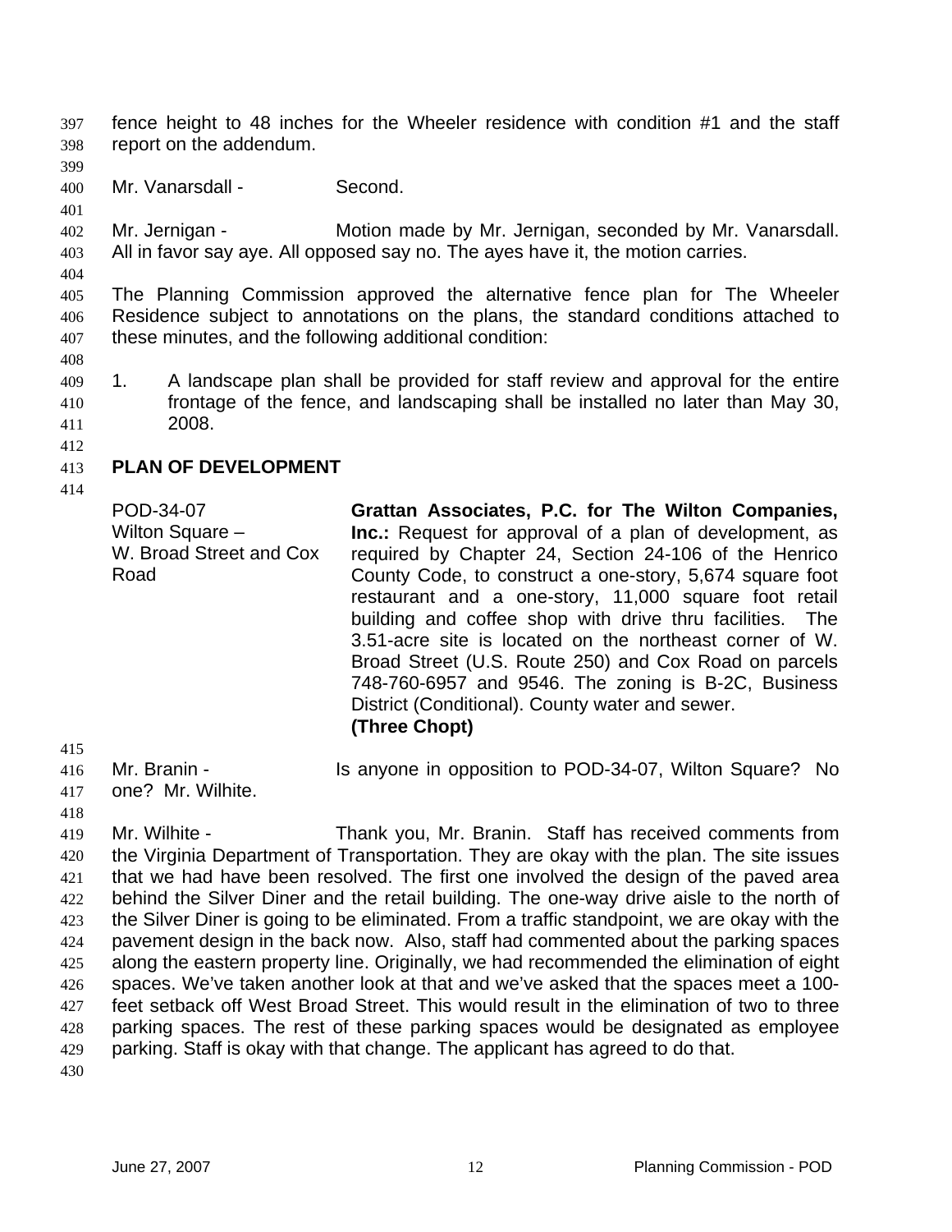fence height to 48 inches for the Wheeler residence with condition #1 and the staff report on the addendum.

Mr. Vanarsdall - Second.

Mr. Jernigan - Motion made by Mr. Jernigan, seconded by Mr. Vanarsdall. All in favor say aye. All opposed say no. The ayes have it, the motion carries.

The Planning Commission approved the alternative fence plan for The Wheeler Residence subject to annotations on the plans, the standard conditions attached to these minutes, and the following additional condition:

1. A landscape plan shall be provided for staff review and approval for the entire frontage of the fence, and landscaping shall be installed no later than May 30, 2008.

**PLAN OF DEVELOPMENT**

POD-34-07
Wilton Square – W. Broad Street and Cox Road

**Grattan Associates, P.C. for The Wilton Companies, Inc.:** Request for approval of a plan of development, as required by Chapter 24, Section 24-106 of the Henrico County Code, to construct a one-story, 5,674 square foot restaurant and a one-story, 11,000 square foot retail building and coffee shop with drive thru facilities. The 3.51-acre site is located on the northeast corner of W. Broad Street (U.S. Route 250) and Cox Road on parcels 748-760-6957 and 9546. The zoning is B-2C, Business District (Conditional). County water and sewer. **(Three Chopt)**

Mr. Branin - Is anyone in opposition to POD-34-07, Wilton Square? No one? Mr. Wilhite.

Mr. Wilhite - Thank you, Mr. Branin. Staff has received comments from the Virginia Department of Transportation. They are okay with the plan. The site issues that we had have been resolved. The first one involved the design of the paved area behind the Silver Diner and the retail building. The one-way drive aisle to the north of the Silver Diner is going to be eliminated. From a traffic standpoint, we are okay with the pavement design in the back now. Also, staff had commented about the parking spaces along the eastern property line. Originally, we had recommended the elimination of eight spaces. We've taken another look at that and we've asked that the spaces meet a 100-feet setback off West Broad Street. This would result in the elimination of two to three parking spaces. The rest of these parking spaces would be designated as employee parking. Staff is okay with that change. The applicant has agreed to do that.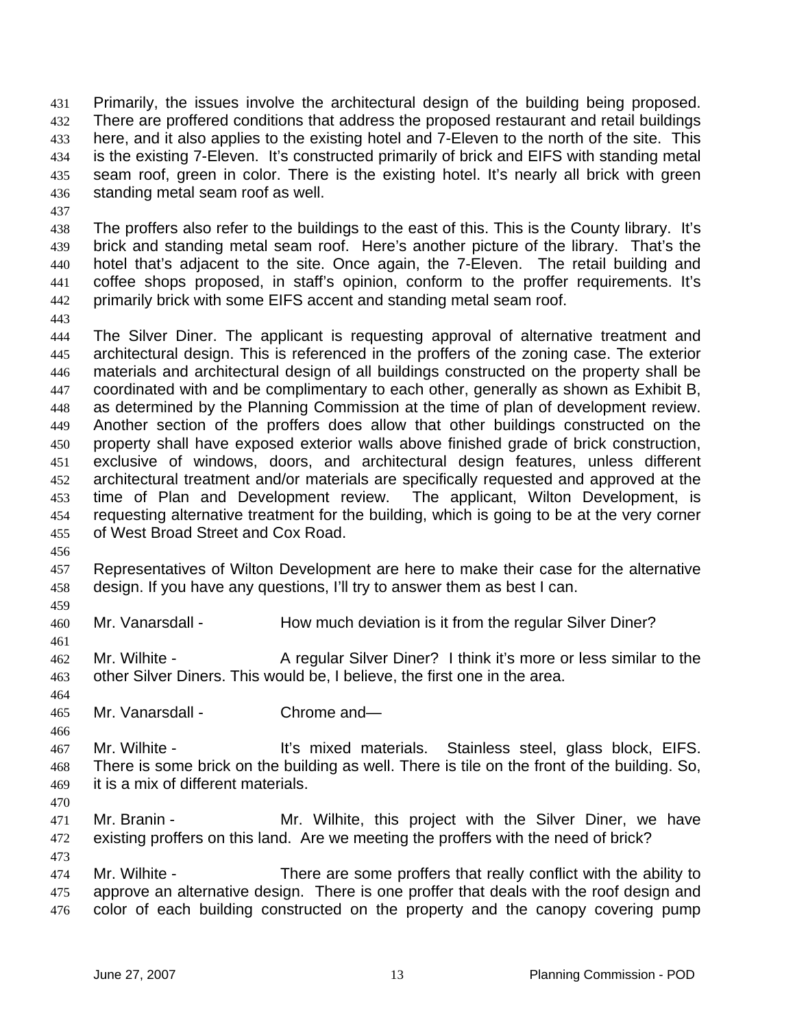Primarily, the issues involve the architectural design of the building being proposed. There are proffered conditions that address the proposed restaurant and retail buildings here, and it also applies to the existing hotel and 7-Eleven to the north of the site. This is the existing 7-Eleven. It's constructed primarily of brick and EIFS with standing metal seam roof, green in color. There is the existing hotel. It's nearly all brick with green standing metal seam roof as well.

The proffers also refer to the buildings to the east of this. This is the County library. It's brick and standing metal seam roof. Here's another picture of the library. That's the hotel that's adjacent to the site. Once again, the 7-Eleven. The retail building and coffee shops proposed, in staff's opinion, conform to the proffer requirements. It's primarily brick with some EIFS accent and standing metal seam roof.

The Silver Diner. The applicant is requesting approval of alternative treatment and architectural design. This is referenced in the proffers of the zoning case. The exterior materials and architectural design of all buildings constructed on the property shall be coordinated with and be complimentary to each other, generally as shown as Exhibit B, as determined by the Planning Commission at the time of plan of development review. Another section of the proffers does allow that other buildings constructed on the property shall have exposed exterior walls above finished grade of brick construction, exclusive of windows, doors, and architectural design features, unless different architectural treatment and/or materials are specifically requested and approved at the time of Plan and Development review. The applicant, Wilton Development, is requesting alternative treatment for the building, which is going to be at the very corner of West Broad Street and Cox Road.

Representatives of Wilton Development are here to make their case for the alternative design. If you have any questions, I'll try to answer them as best I can.

Mr. Vanarsdall - How much deviation is it from the regular Silver Diner?

Mr. Wilhite - A regular Silver Diner? I think it's more or less similar to the other Silver Diners. This would be, I believe, the first one in the area.

Mr. Vanarsdall - Chrome and—

Mr. Wilhite - It's mixed materials. Stainless steel, glass block, EIFS. There is some brick on the building as well. There is tile on the front of the building. So, it is a mix of different materials.

Mr. Branin - Mr. Wilhite, this project with the Silver Diner, we have existing proffers on this land. Are we meeting the proffers with the need of brick?

Mr. Wilhite - There are some proffers that really conflict with the ability to approve an alternative design. There is one proffer that deals with the roof design and color of each building constructed on the property and the canopy covering pump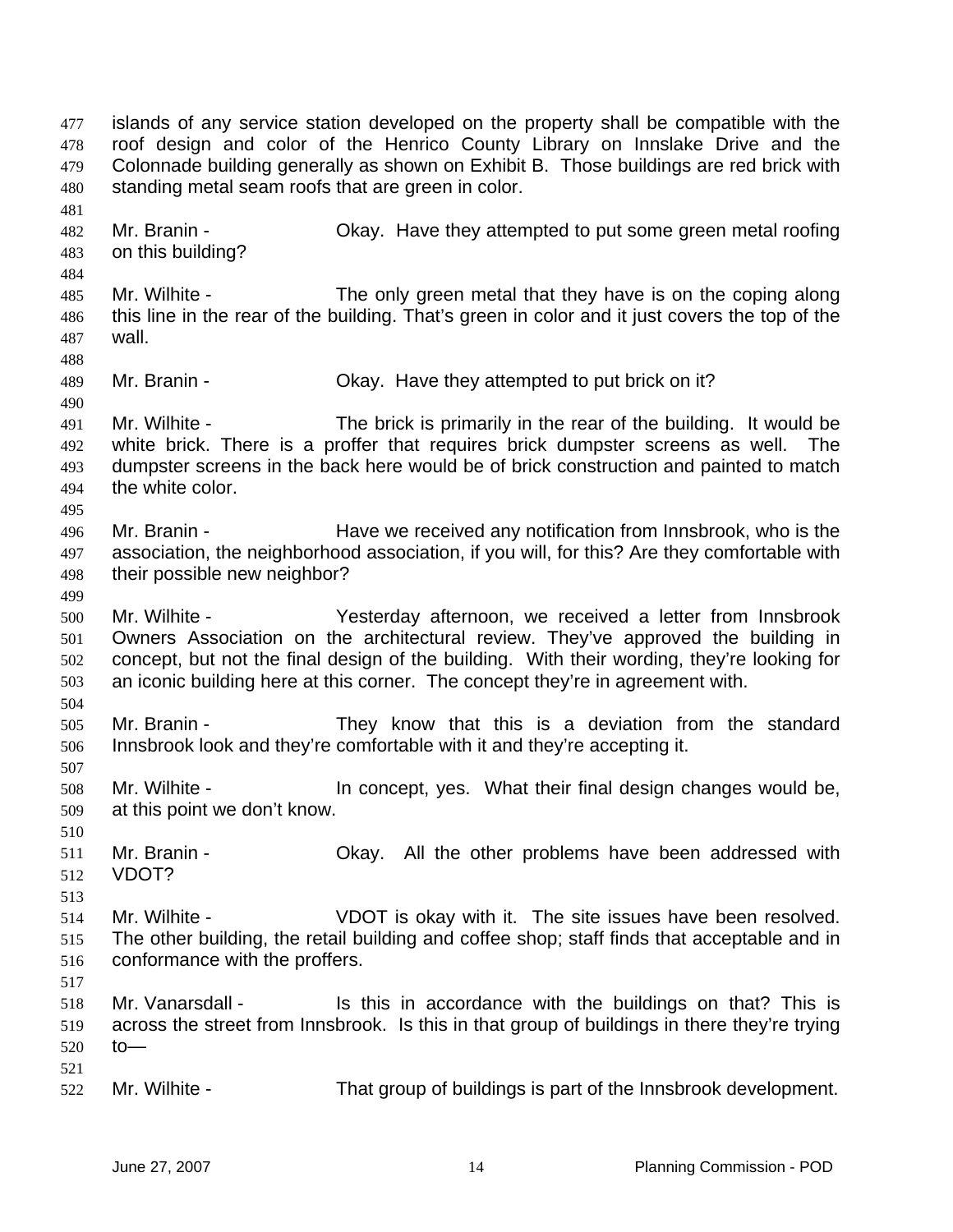islands of any service station developed on the property shall be compatible with the roof design and color of the Henrico County Library on Innslake Drive and the Colonnade building generally as shown on Exhibit B. Those buildings are red brick with standing metal seam roofs that are green in color.

Mr. Branin - Okay. Have they attempted to put some green metal roofing on this building?

Mr. Wilhite - The only green metal that they have is on the coping along this line in the rear of the building. That's green in color and it just covers the top of the wall.

Mr. Branin - Okay. Have they attempted to put brick on it?

Mr. Wilhite - The brick is primarily in the rear of the building. It would be white brick. There is a proffer that requires brick dumpster screens as well. The dumpster screens in the back here would be of brick construction and painted to match the white color.

Mr. Branin - Have we received any notification from Innsbrook, who is the association, the neighborhood association, if you will, for this? Are they comfortable with their possible new neighbor?

Mr. Wilhite - Yesterday afternoon, we received a letter from Innsbrook Owners Association on the architectural review. They've approved the building in concept, but not the final design of the building. With their wording, they're looking for an iconic building here at this corner. The concept they're in agreement with.

Mr. Branin - They know that this is a deviation from the standard Innsbrook look and they're comfortable with it and they're accepting it.

Mr. Wilhite - In concept, yes. What their final design changes would be, at this point we don't know.

Mr. Branin - Okay. All the other problems have been addressed with VDOT?

Mr. Wilhite - VDOT is okay with it. The site issues have been resolved. The other building, the retail building and coffee shop; staff finds that acceptable and in conformance with the proffers.

Mr. Vanarsdall - Is this in accordance with the buildings on that? This is across the street from Innsbrook. Is this in that group of buildings in there they're trying to—

Mr. Wilhite - That group of buildings is part of the Innsbrook development.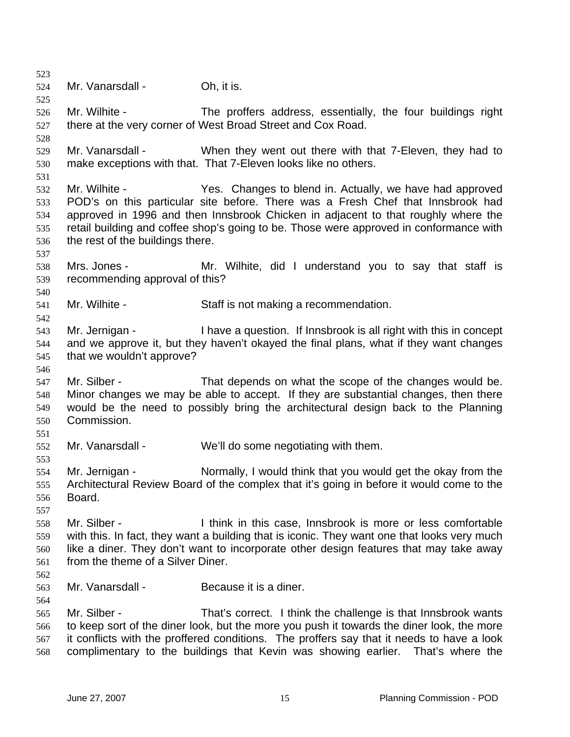Mr. Vanarsdall - Oh, it is.

Mr. Wilhite - The proffers address, essentially, the four buildings right there at the very corner of West Broad Street and Cox Road.

Mr. Vanarsdall - When they went out there with that 7-Eleven, they had to make exceptions with that. That 7-Eleven looks like no others.

Mr. Wilhite - Yes. Changes to blend in. Actually, we have had approved POD's on this particular site before. There was a Fresh Chef that Innsbrook had approved in 1996 and then Innsbrook Chicken in adjacent to that roughly where the retail building and coffee shop's going to be. Those were approved in conformance with the rest of the buildings there.

Mrs. Jones - Mr. Wilhite, did I understand you to say that staff is recommending approval of this?

Mr. Wilhite - Staff is not making a recommendation.

Mr. Jernigan - I have a question. If Innsbrook is all right with this in concept and we approve it, but they haven't okayed the final plans, what if they want changes that we wouldn't approve?

Mr. Silber - That depends on what the scope of the changes would be. Minor changes we may be able to accept. If they are substantial changes, then there would be the need to possibly bring the architectural design back to the Planning Commission.

Mr. Vanarsdall - We'll do some negotiating with them.

Mr. Jernigan - Normally, I would think that you would get the okay from the Architectural Review Board of the complex that it's going in before it would come to the Board.

Mr. Silber - I think in this case, Innsbrook is more or less comfortable with this. In fact, they want a building that is iconic. They want one that looks very much like a diner. They don't want to incorporate other design features that may take away from the theme of a Silver Diner.

Mr. Vanarsdall - Because it is a diner.

Mr. Silber - That's correct. I think the challenge is that Innsbrook wants to keep sort of the diner look, but the more you push it towards the diner look, the more it conflicts with the proffered conditions. The proffers say that it needs to have a look complimentary to the buildings that Kevin was showing earlier. That's where the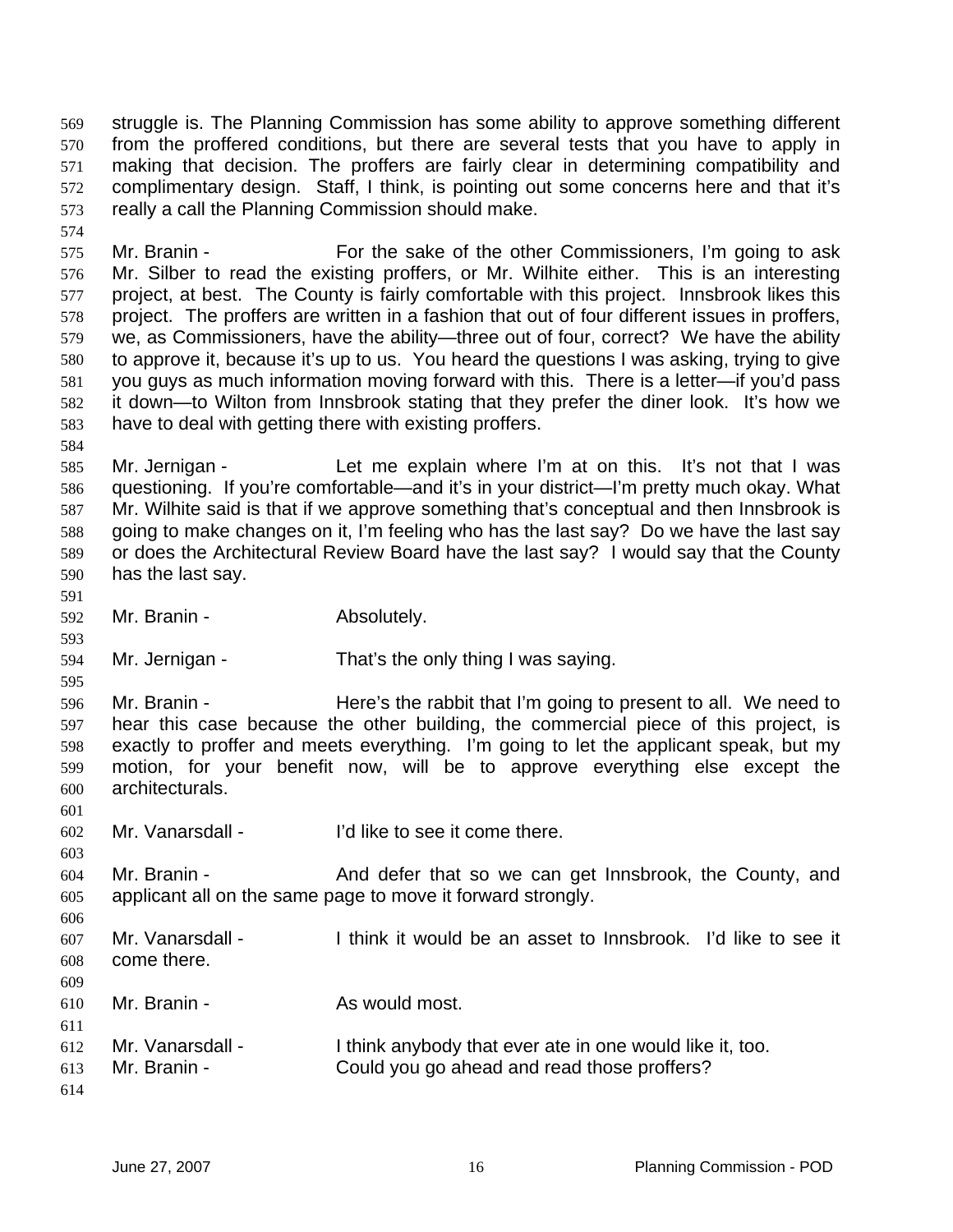struggle is. The Planning Commission has some ability to approve something different from the proffered conditions, but there are several tests that you have to apply in making that decision. The proffers are fairly clear in determining compatibility and complimentary design. Staff, I think, is pointing out some concerns here and that it's really a call the Planning Commission should make.

Mr. Branin - For the sake of the other Commissioners, I'm going to ask Mr. Silber to read the existing proffers, or Mr. Wilhite either. This is an interesting project, at best. The County is fairly comfortable with this project. Innsbrook likes this project. The proffers are written in a fashion that out of four different issues in proffers, we, as Commissioners, have the ability—three out of four, correct? We have the ability to approve it, because it's up to us. You heard the questions I was asking, trying to give you guys as much information moving forward with this. There is a letter—if you'd pass it down—to Wilton from Innsbrook stating that they prefer the diner look. It's how we have to deal with getting there with existing proffers.

Mr. Jernigan - Let me explain where I'm at on this. It's not that I was questioning. If you're comfortable—and it's in your district—I'm pretty much okay. What Mr. Wilhite said is that if we approve something that's conceptual and then Innsbrook is going to make changes on it, I'm feeling who has the last say? Do we have the last say or does the Architectural Review Board have the last say? I would say that the County has the last say.

Mr. Branin - Absolutely.

Mr. Jernigan - That's the only thing I was saying.

Mr. Branin - Here's the rabbit that I'm going to present to all. We need to hear this case because the other building, the commercial piece of this project, is exactly to proffer and meets everything. I'm going to let the applicant speak, but my motion, for your benefit now, will be to approve everything else except the architecturals.

Mr. Vanarsdall - I'd like to see it come there.

Mr. Branin - And defer that so we can get Innsbrook, the County, and applicant all on the same page to move it forward strongly.

Mr. Vanarsdall - I think it would be an asset to Innsbrook. I'd like to see it come there.

Mr. Branin - As would most.

Mr. Vanarsdall - I think anybody that ever ate in one would like it, too.

Mr. Branin - Could you go ahead and read those proffers?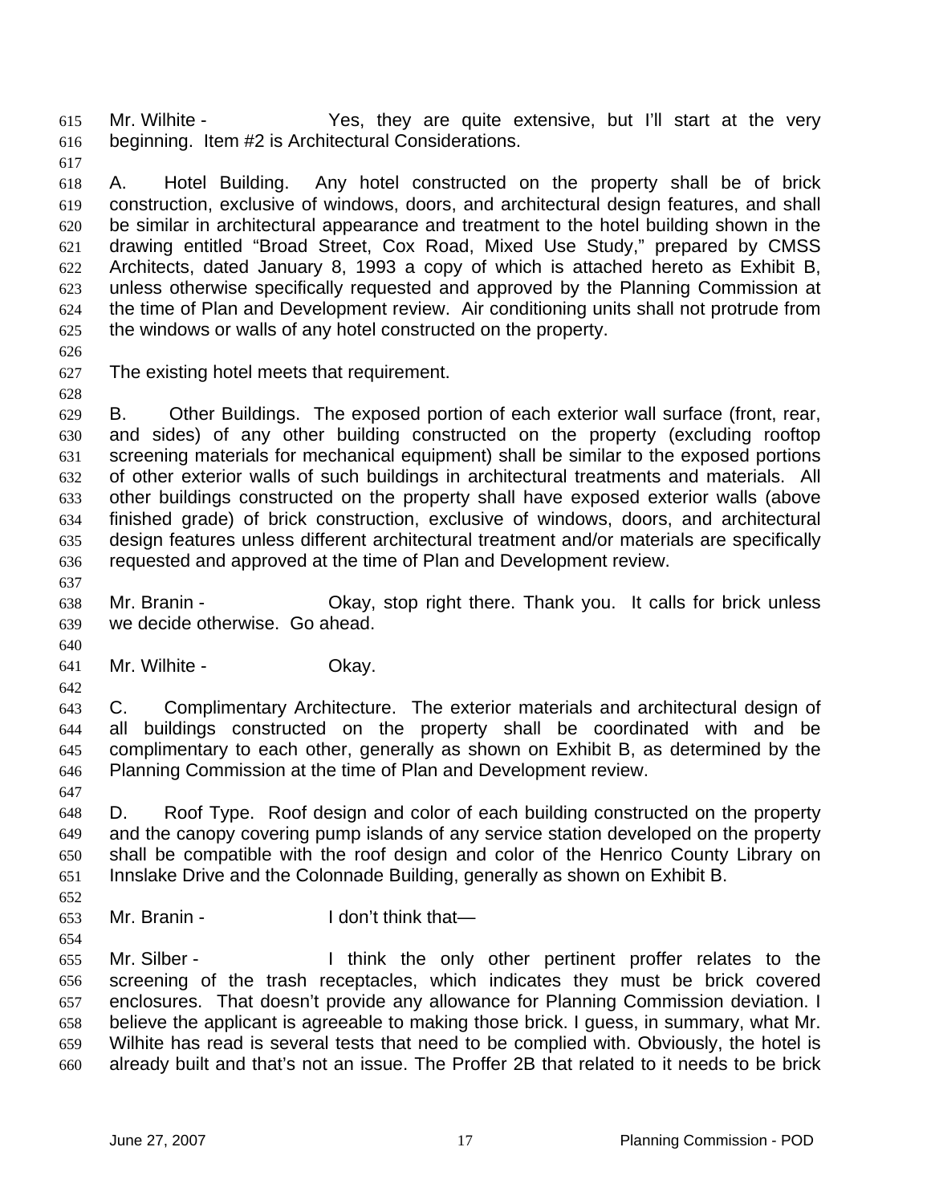Mr. Wilhite - Yes, they are quite extensive, but I'll start at the very beginning. Item #2 is Architectural Considerations.

A. Hotel Building. Any hotel constructed on the property shall be of brick construction, exclusive of windows, doors, and architectural design features, and shall be similar in architectural appearance and treatment to the hotel building shown in the drawing entitled "Broad Street, Cox Road, Mixed Use Study," prepared by CMSS Architects, dated January 8, 1993 a copy of which is attached hereto as Exhibit B, unless otherwise specifically requested and approved by the Planning Commission at the time of Plan and Development review. Air conditioning units shall not protrude from the windows or walls of any hotel constructed on the property.

The existing hotel meets that requirement.

B. Other Buildings. The exposed portion of each exterior wall surface (front, rear, and sides) of any other building constructed on the property (excluding rooftop screening materials for mechanical equipment) shall be similar to the exposed portions of other exterior walls of such buildings in architectural treatments and materials. All other buildings constructed on the property shall have exposed exterior walls (above finished grade) of brick construction, exclusive of windows, doors, and architectural design features unless different architectural treatment and/or materials are specifically requested and approved at the time of Plan and Development review.

Mr. Branin - Okay, stop right there. Thank you. It calls for brick unless we decide otherwise. Go ahead.

Mr. Wilhite - Okay.

C. Complimentary Architecture. The exterior materials and architectural design of all buildings constructed on the property shall be coordinated with and be complimentary to each other, generally as shown on Exhibit B, as determined by the Planning Commission at the time of Plan and Development review.

D. Roof Type. Roof design and color of each building constructed on the property and the canopy covering pump islands of any service station developed on the property shall be compatible with the roof design and color of the Henrico County Library on Innslake Drive and the Colonnade Building, generally as shown on Exhibit B.

Mr. Branin - I don't think that—

Mr. Silber - I think the only other pertinent proffer relates to the screening of the trash receptacles, which indicates they must be brick covered enclosures. That doesn't provide any allowance for Planning Commission deviation. I believe the applicant is agreeable to making those brick. I guess, in summary, what Mr. Wilhite has read is several tests that need to be complied with. Obviously, the hotel is already built and that's not an issue. The Proffer 2B that related to it needs to be brick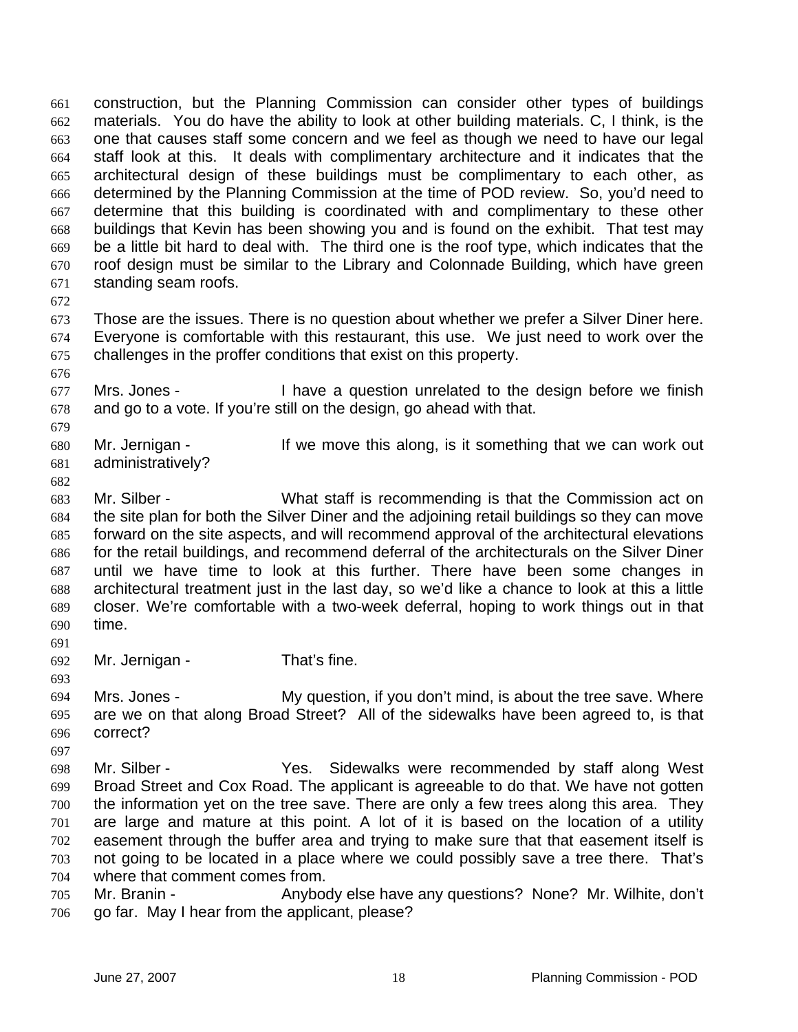construction, but the Planning Commission can consider other types of buildings materials. You do have the ability to look at other building materials. C, I think, is the one that causes staff some concern and we feel as though we need to have our legal staff look at this. It deals with complimentary architecture and it indicates that the architectural design of these buildings must be complimentary to each other, as determined by the Planning Commission at the time of POD review. So, you'd need to determine that this building is coordinated with and complimentary to these other buildings that Kevin has been showing you and is found on the exhibit. That test may be a little bit hard to deal with. The third one is the roof type, which indicates that the roof design must be similar to the Library and Colonnade Building, which have green standing seam roofs.

Those are the issues. There is no question about whether we prefer a Silver Diner here. Everyone is comfortable with this restaurant, this use. We just need to work over the challenges in the proffer conditions that exist on this property.

Mrs. Jones - I have a question unrelated to the design before we finish and go to a vote. If you're still on the design, go ahead with that.

Mr. Jernigan - If we move this along, is it something that we can work out administratively?

Mr. Silber - What staff is recommending is that the Commission act on the site plan for both the Silver Diner and the adjoining retail buildings so they can move forward on the site aspects, and will recommend approval of the architectural elevations for the retail buildings, and recommend deferral of the architecturals on the Silver Diner until we have time to look at this further. There have been some changes in architectural treatment just in the last day, so we'd like a chance to look at this a little closer. We're comfortable with a two-week deferral, hoping to work things out in that time.

Mr. Jernigan - That's fine.

Mrs. Jones - My question, if you don't mind, is about the tree save. Where are we on that along Broad Street? All of the sidewalks have been agreed to, is that correct?

Mr. Silber - Yes. Sidewalks were recommended by staff along West Broad Street and Cox Road. The applicant is agreeable to do that. We have not gotten the information yet on the tree save. There are only a few trees along this area. They are large and mature at this point. A lot of it is based on the location of a utility easement through the buffer area and trying to make sure that that easement itself is not going to be located in a place where we could possibly save a tree there. That's where that comment comes from.

Mr. Branin - Anybody else have any questions? None? Mr. Wilhite, don't go far. May I hear from the applicant, please?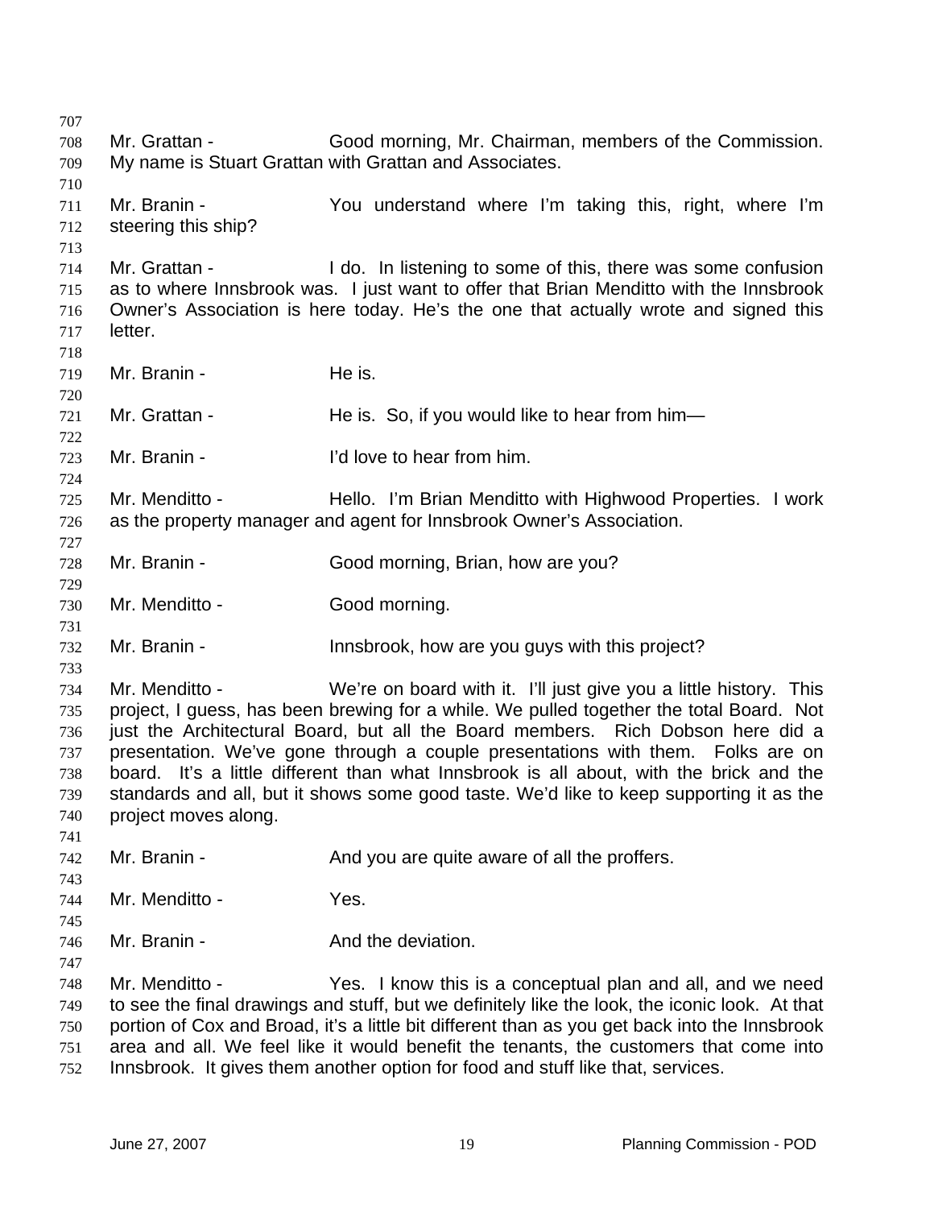Mr. Grattan - Good morning, Mr. Chairman, members of the Commission. My name is Stuart Grattan with Grattan and Associates.

Mr. Branin - You understand where I'm taking this, right, where I'm steering this ship?

Mr. Grattan - I do. In listening to some of this, there was some confusion as to where Innsbrook was. I just want to offer that Brian Menditto with the Innsbrook Owner's Association is here today. He's the one that actually wrote and signed this letter.

Mr. Branin - He is.

Mr. Grattan - He is. So, if you would like to hear from him—

Mr. Branin - I'd love to hear from him.

Mr. Menditto - Hello. I'm Brian Menditto with Highwood Properties. I work as the property manager and agent for Innsbrook Owner's Association.

Mr. Branin - Good morning, Brian, how are you?

Mr. Menditto - Good morning.

Mr. Branin - Innsbrook, how are you guys with this project?

Mr. Menditto - We're on board with it. I'll just give you a little history. This project, I guess, has been brewing for a while. We pulled together the total Board. Not just the Architectural Board, but all the Board members. Rich Dobson here did a presentation. We've gone through a couple presentations with them. Folks are on board. It's a little different than what Innsbrook is all about, with the brick and the standards and all, but it shows some good taste. We'd like to keep supporting it as the project moves along.

Mr. Branin - And you are quite aware of all the proffers.

Mr. Menditto - Yes.

Mr. Branin - And the deviation.

Mr. Menditto - Yes. I know this is a conceptual plan and all, and we need to see the final drawings and stuff, but we definitely like the look, the iconic look. At that portion of Cox and Broad, it's a little bit different than as you get back into the Innsbrook area and all. We feel like it would benefit the tenants, the customers that come into Innsbrook. It gives them another option for food and stuff like that, services.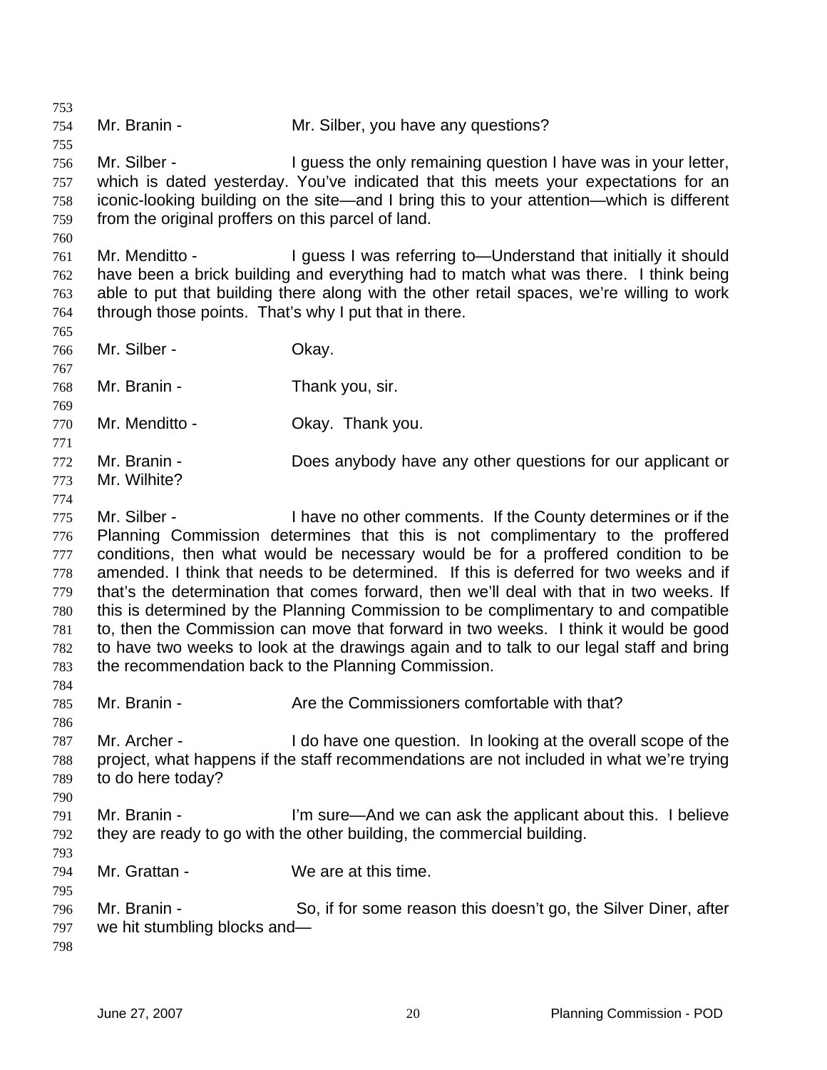Mr. Branin - Mr. Silber, you have any questions?

Mr. Silber - I guess the only remaining question I have was in your letter, which is dated yesterday. You've indicated that this meets your expectations for an iconic-looking building on the site—and I bring this to your attention—which is different from the original proffers on this parcel of land.

Mr. Menditto - I guess I was referring to—Understand that initially it should have been a brick building and everything had to match what was there. I think being able to put that building there along with the other retail spaces, we're willing to work through those points. That's why I put that in there.

Mr. Silber - Okay.

Mr. Branin - Thank you, sir.

Mr. Menditto - Okay. Thank you.

Mr. Branin - Does anybody have any other questions for our applicant or Mr. Wilhite?

Mr. Silber - I have no other comments. If the County determines or if the Planning Commission determines that this is not complimentary to the proffered conditions, then what would be necessary would be for a proffered condition to be amended. I think that needs to be determined. If this is deferred for two weeks and if that's the determination that comes forward, then we'll deal with that in two weeks. If this is determined by the Planning Commission to be complimentary to and compatible to, then the Commission can move that forward in two weeks. I think it would be good to have two weeks to look at the drawings again and to talk to our legal staff and bring the recommendation back to the Planning Commission.

Mr. Branin - Are the Commissioners comfortable with that?

Mr. Archer - I do have one question. In looking at the overall scope of the project, what happens if the staff recommendations are not included in what we're trying to do here today?

Mr. Branin - I'm sure—And we can ask the applicant about this. I believe they are ready to go with the other building, the commercial building.

Mr. Grattan - We are at this time.

Mr. Branin - So, if for some reason this doesn't go, the Silver Diner, after we hit stumbling blocks and—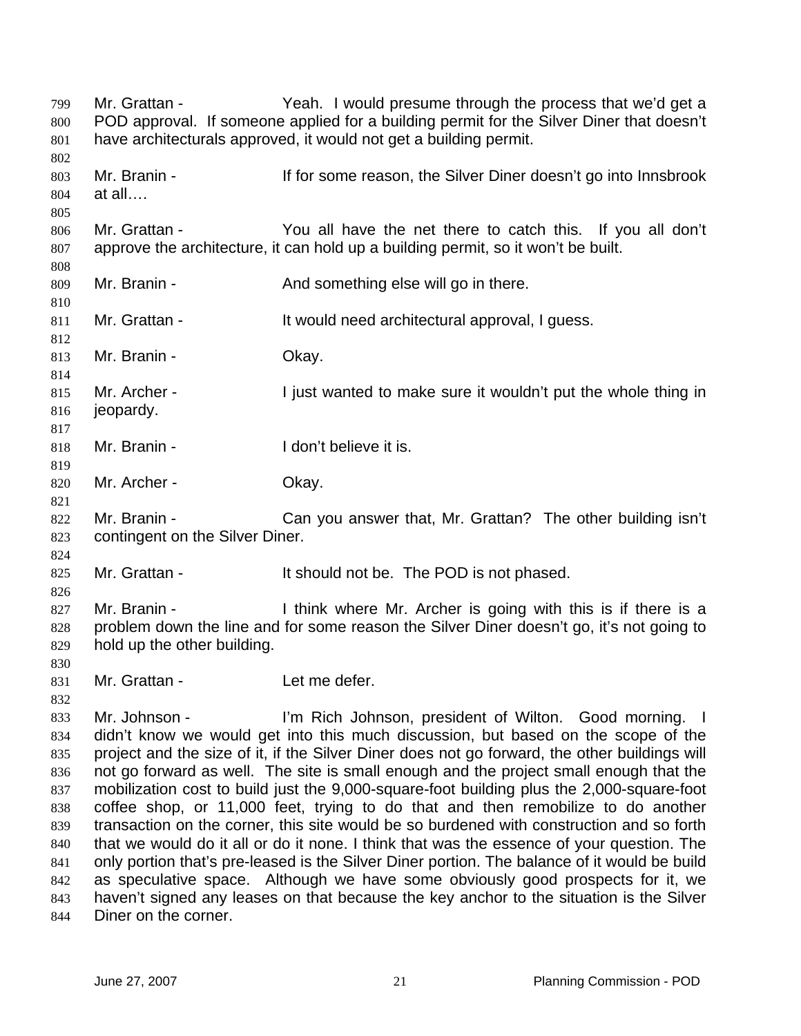Mr. Grattan - Yeah. I would presume through the process that we'd get a POD approval. If someone applied for a building permit for the Silver Diner that doesn't have architecturals approved, it would not get a building permit.

Mr. Branin - If for some reason, the Silver Diner doesn't go into Innsbrook at all….

Mr. Grattan - You all have the net there to catch this. If you all don't approve the architecture, it can hold up a building permit, so it won't be built.

Mr. Branin - And something else will go in there.

Mr. Grattan - It would need architectural approval, I guess.

Mr. Branin - Okay.

Mr. Archer - I just wanted to make sure it wouldn't put the whole thing in jeopardy.

Mr. Branin - I don't believe it is.

Mr. Archer - Okay.

Mr. Branin - Can you answer that, Mr. Grattan? The other building isn't contingent on the Silver Diner.

Mr. Grattan - It should not be. The POD is not phased.

Mr. Branin - I think where Mr. Archer is going with this is if there is a problem down the line and for some reason the Silver Diner doesn't go, it's not going to hold up the other building.

Mr. Grattan - Let me defer.

Mr. Johnson - I'm Rich Johnson, president of Wilton. Good morning. I didn't know we would get into this much discussion, but based on the scope of the project and the size of it, if the Silver Diner does not go forward, the other buildings will not go forward as well. The site is small enough and the project small enough that the mobilization cost to build just the 9,000-square-foot building plus the 2,000-square-foot coffee shop, or 11,000 feet, trying to do that and then remobilize to do another transaction on the corner, this site would be so burdened with construction and so forth that we would do it all or do it none. I think that was the essence of your question. The only portion that's pre-leased is the Silver Diner portion. The balance of it would be build as speculative space. Although we have some obviously good prospects for it, we haven't signed any leases on that because the key anchor to the situation is the Silver Diner on the corner.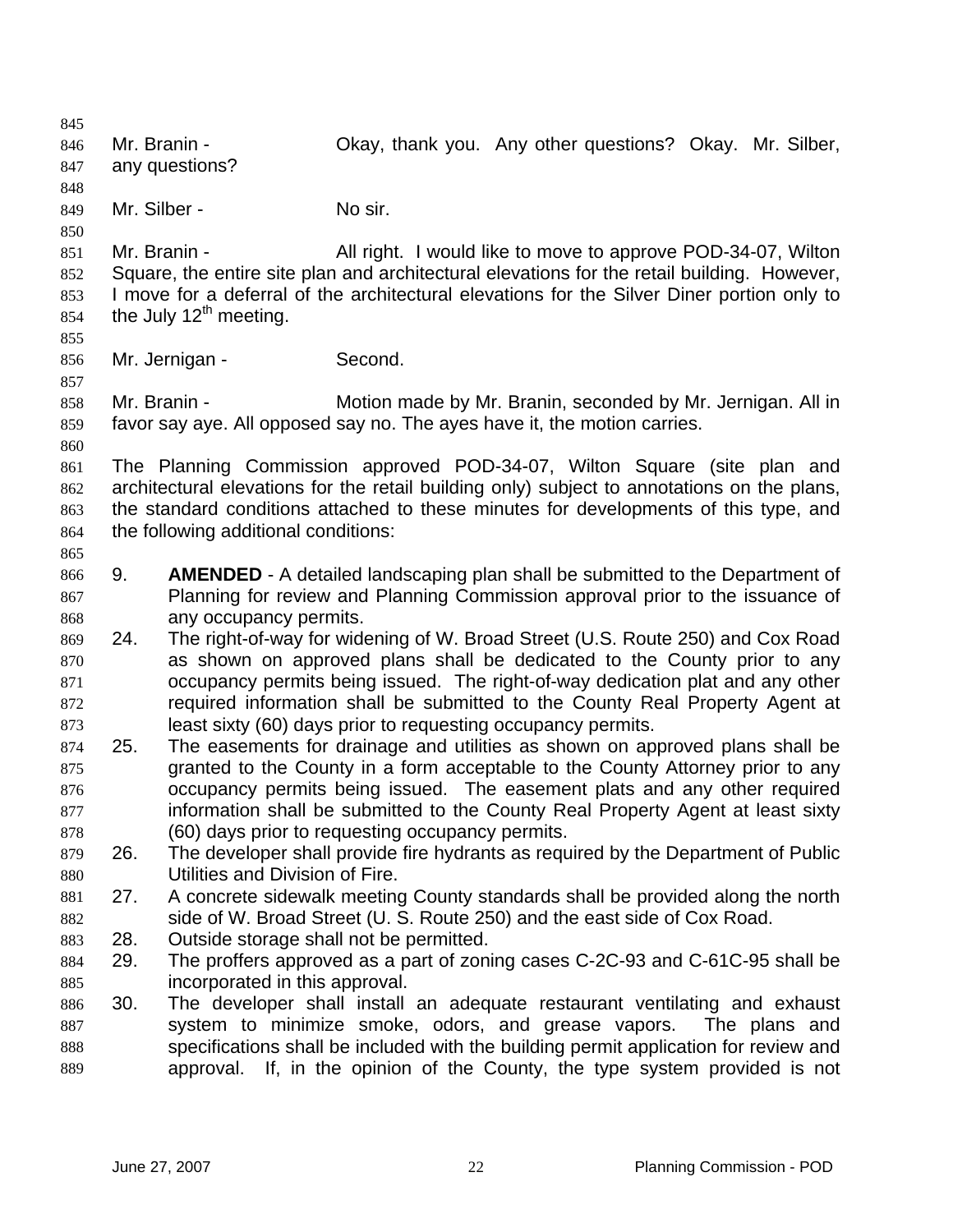Mr. Branin - Okay, thank you. Any other questions? Okay. Mr. Silber, any questions?

Mr. Silber - No sir.

Mr. Branin - All right. I would like to move to approve POD-34-07, Wilton Square, the entire site plan and architectural elevations for the retail building. However, I move for a deferral of the architectural elevations for the Silver Diner portion only to the July 12th meeting.

Mr. Jernigan - Second.

Mr. Branin - Motion made by Mr. Branin, seconded by Mr. Jernigan. All in favor say aye. All opposed say no. The ayes have it, the motion carries.

The Planning Commission approved POD-34-07, Wilton Square (site plan and architectural elevations for the retail building only) subject to annotations on the plans, the standard conditions attached to these minutes for developments of this type, and the following additional conditions:

9. **AMENDED** - A detailed landscaping plan shall be submitted to the Department of Planning for review and Planning Commission approval prior to the issuance of any occupancy permits.
24. The right-of-way for widening of W. Broad Street (U.S. Route 250) and Cox Road as shown on approved plans shall be dedicated to the County prior to any occupancy permits being issued. The right-of-way dedication plat and any other required information shall be submitted to the County Real Property Agent at least sixty (60) days prior to requesting occupancy permits.
25. The easements for drainage and utilities as shown on approved plans shall be granted to the County in a form acceptable to the County Attorney prior to any occupancy permits being issued. The easement plats and any other required information shall be submitted to the County Real Property Agent at least sixty (60) days prior to requesting occupancy permits.
26. The developer shall provide fire hydrants as required by the Department of Public Utilities and Division of Fire.
27. A concrete sidewalk meeting County standards shall be provided along the north side of W. Broad Street (U. S. Route 250) and the east side of Cox Road.
28. Outside storage shall not be permitted.
29. The proffers approved as a part of zoning cases C-2C-93 and C-61C-95 shall be incorporated in this approval.
30. The developer shall install an adequate restaurant ventilating and exhaust system to minimize smoke, odors, and grease vapors. The plans and specifications shall be included with the building permit application for review and approval. If, in the opinion of the County, the type system provided is not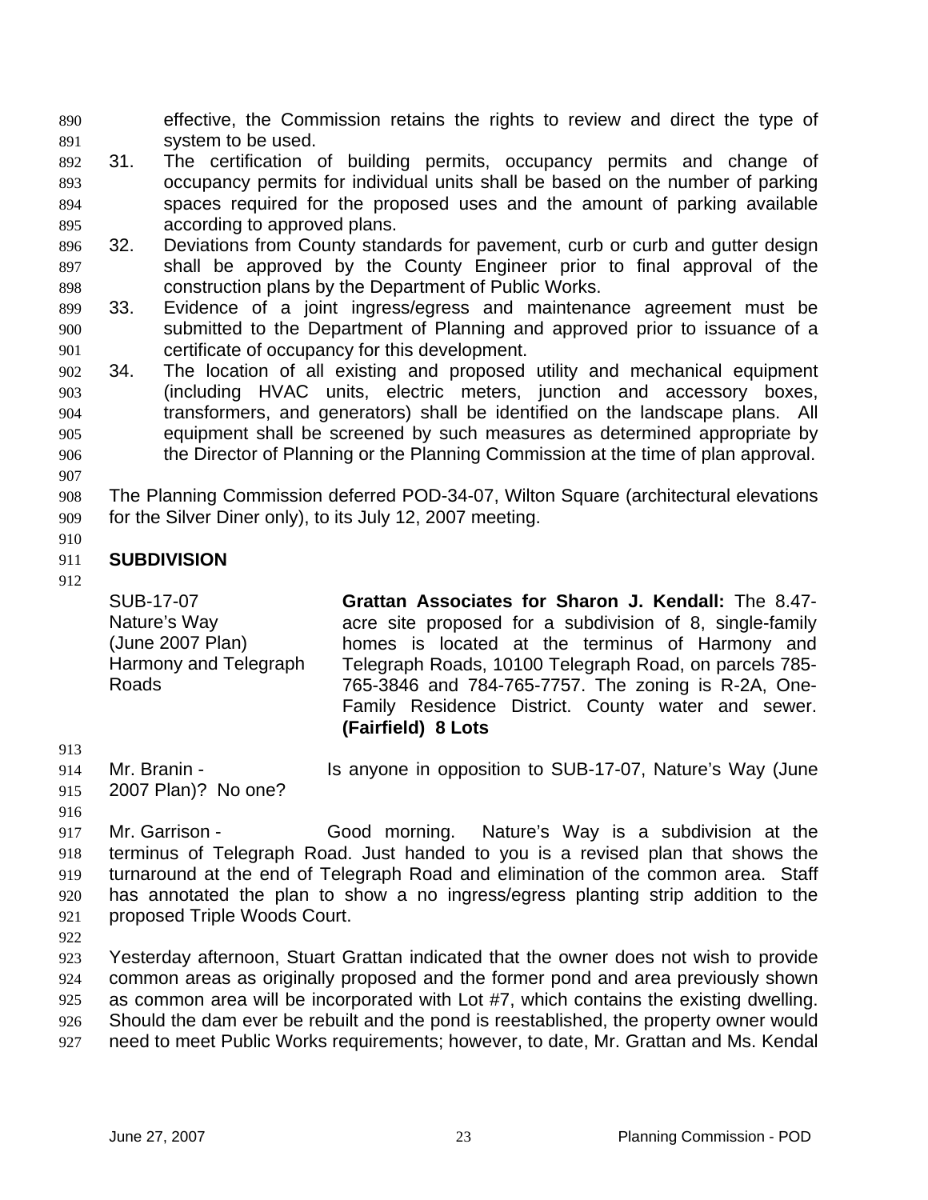effective, the Commission retains the rights to review and direct the type of system to be used.

31. The certification of building permits, occupancy permits and change of occupancy permits for individual units shall be based on the number of parking spaces required for the proposed uses and the amount of parking available according to approved plans.
32. Deviations from County standards for pavement, curb or curb and gutter design shall be approved by the County Engineer prior to final approval of the construction plans by the Department of Public Works.
33. Evidence of a joint ingress/egress and maintenance agreement must be submitted to the Department of Planning and approved prior to issuance of a certificate of occupancy for this development.
34. The location of all existing and proposed utility and mechanical equipment (including HVAC units, electric meters, junction and accessory boxes, transformers, and generators) shall be identified on the landscape plans. All equipment shall be screened by such measures as determined appropriate by the Director of Planning or the Planning Commission at the time of plan approval.

The Planning Commission deferred POD-34-07, Wilton Square (architectural elevations for the Silver Diner only), to its July 12, 2007 meeting.

## SUBDIVISION

| | |
|---|---|
| SUB-17-07<br>Nature's Way<br>(June 2007 Plan)<br>Harmony and Telegraph Roads | **Grattan Associates for Sharon J. Kendall:** The 8.47-acre site proposed for a subdivision of 8, single-family homes is located at the terminus of Harmony and Telegraph Roads, 10100 Telegraph Road, on parcels 785-765-3846 and 784-765-7757. The zoning is R-2A, One-Family Residence District. County water and sewer. **(Fairfield) 8 Lots** |

Mr. Branin - Is anyone in opposition to SUB-17-07, Nature's Way (June 2007 Plan)? No one?

Mr. Garrison - Good morning. Nature's Way is a subdivision at the terminus of Telegraph Road. Just handed to you is a revised plan that shows the turnaround at the end of Telegraph Road and elimination of the common area. Staff has annotated the plan to show a no ingress/egress planting strip addition to the proposed Triple Woods Court.

Yesterday afternoon, Stuart Grattan indicated that the owner does not wish to provide common areas as originally proposed and the former pond and area previously shown as common area will be incorporated with Lot #7, which contains the existing dwelling. Should the dam ever be rebuilt and the pond is reestablished, the property owner would need to meet Public Works requirements; however, to date, Mr. Grattan and Ms. Kendal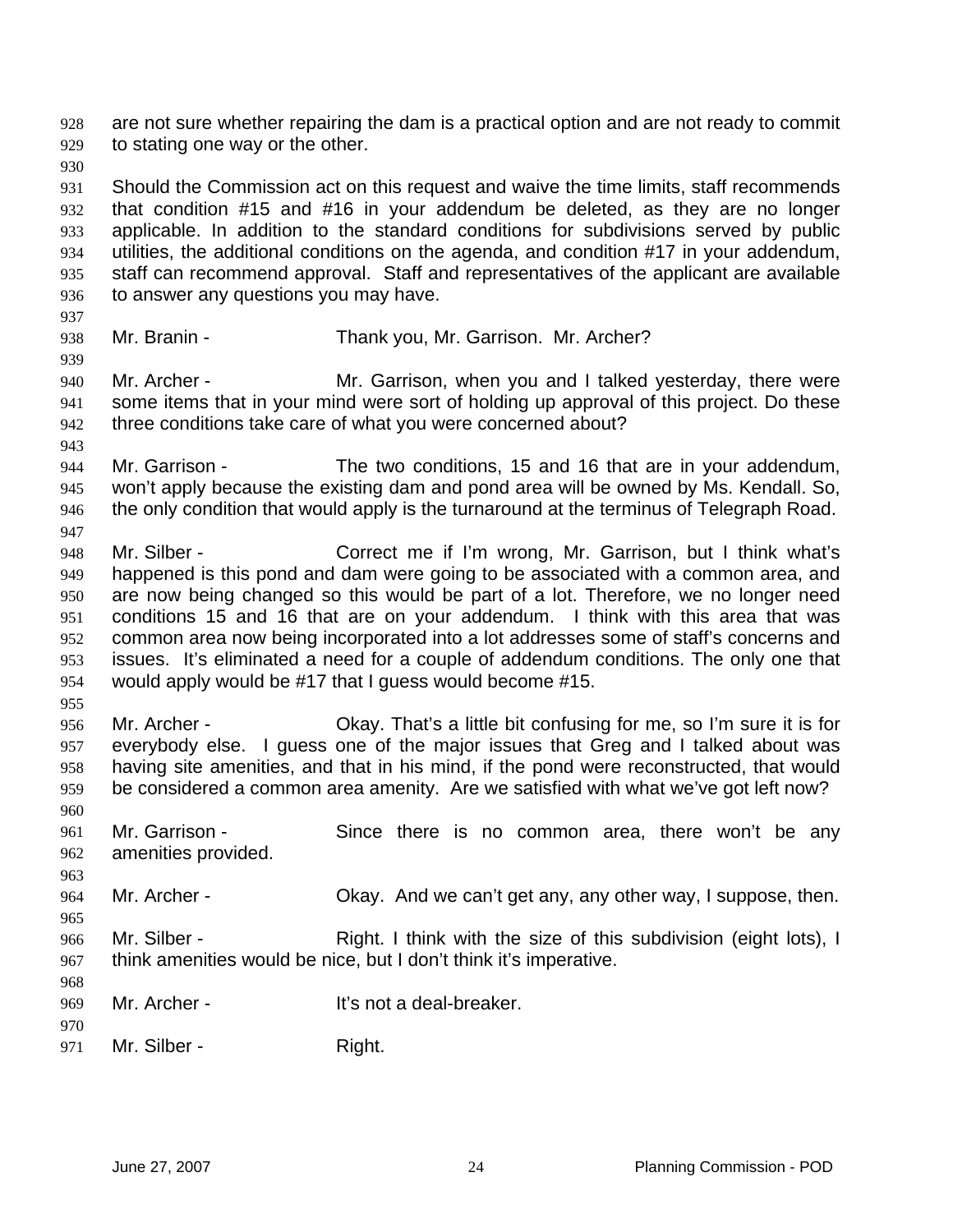are not sure whether repairing the dam is a practical option and are not ready to commit to stating one way or the other.

Should the Commission act on this request and waive the time limits, staff recommends that condition #15 and #16 in your addendum be deleted, as they are no longer applicable. In addition to the standard conditions for subdivisions served by public utilities, the additional conditions on the agenda, and condition #17 in your addendum, staff can recommend approval. Staff and representatives of the applicant are available to answer any questions you may have.

Mr. Branin - Thank you, Mr. Garrison. Mr. Archer?

Mr. Archer - Mr. Garrison, when you and I talked yesterday, there were some items that in your mind were sort of holding up approval of this project. Do these three conditions take care of what you were concerned about?

Mr. Garrison - The two conditions, 15 and 16 that are in your addendum, won't apply because the existing dam and pond area will be owned by Ms. Kendall. So, the only condition that would apply is the turnaround at the terminus of Telegraph Road.

Mr. Silber - Correct me if I'm wrong, Mr. Garrison, but I think what's happened is this pond and dam were going to be associated with a common area, and are now being changed so this would be part of a lot. Therefore, we no longer need conditions 15 and 16 that are on your addendum. I think with this area that was common area now being incorporated into a lot addresses some of staff's concerns and issues. It's eliminated a need for a couple of addendum conditions. The only one that would apply would be #17 that I guess would become #15.

Mr. Archer - Okay. That's a little bit confusing for me, so I'm sure it is for everybody else. I guess one of the major issues that Greg and I talked about was having site amenities, and that in his mind, if the pond were reconstructed, that would be considered a common area amenity. Are we satisfied with what we've got left now?

Mr. Garrison - Since there is no common area, there won't be any amenities provided.

Mr. Archer - Okay. And we can't get any, any other way, I suppose, then.

Mr. Silber - Right. I think with the size of this subdivision (eight lots), I think amenities would be nice, but I don't think it's imperative.

Mr. Archer - It's not a deal-breaker.

Mr. Silber - Right.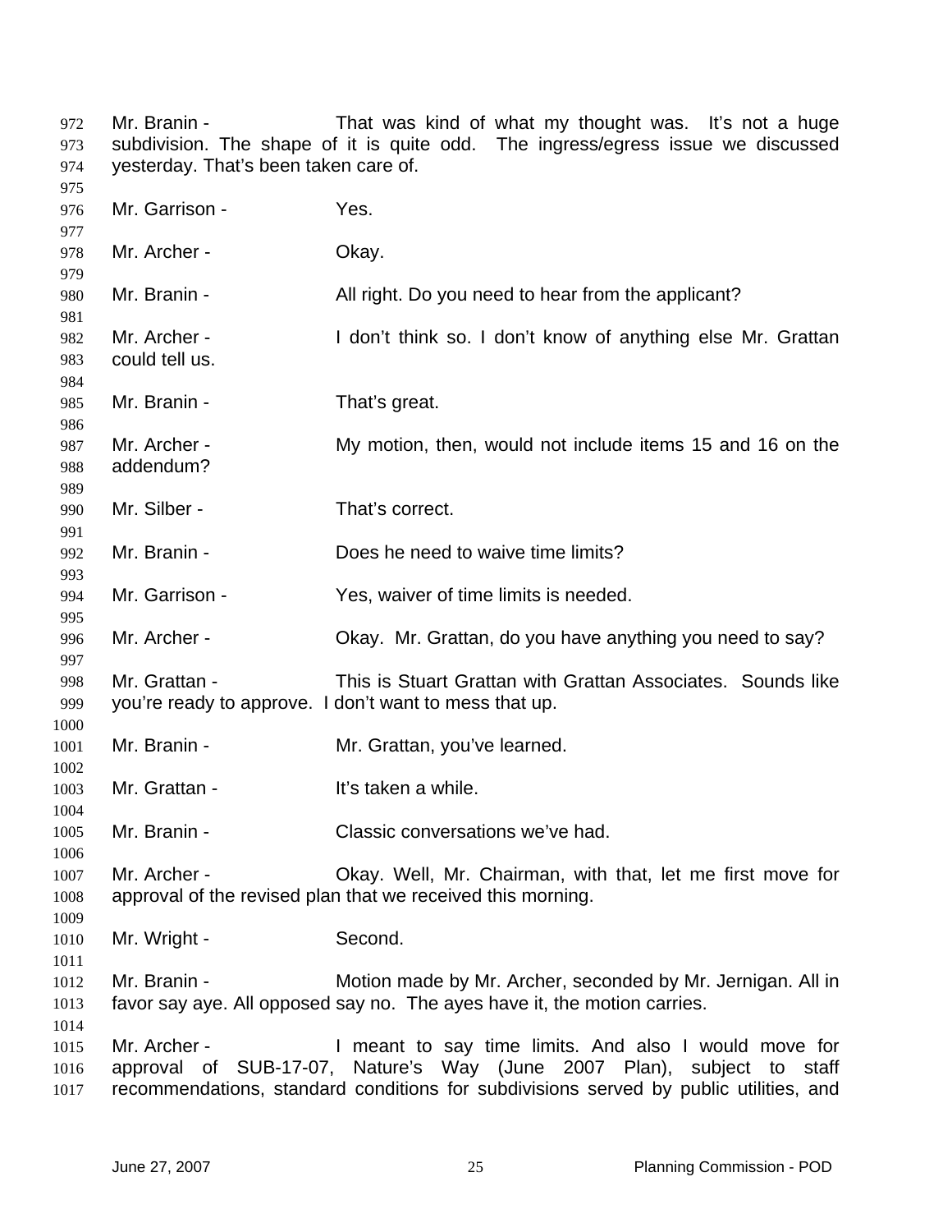Mr. Branin - That was kind of what my thought was. It's not a huge subdivision. The shape of it is quite odd. The ingress/egress issue we discussed yesterday. That's been taken care of.

Mr. Garrison - Yes.

Mr. Archer - Okay.

Mr. Branin - All right. Do you need to hear from the applicant?

Mr. Archer - I don't think so. I don't know of anything else Mr. Grattan could tell us.

Mr. Branin - That's great.

Mr. Archer - My motion, then, would not include items 15 and 16 on the addendum?

Mr. Silber - That's correct.

Mr. Branin - Does he need to waive time limits?

Mr. Garrison - Yes, waiver of time limits is needed.

Mr. Archer - Okay. Mr. Grattan, do you have anything you need to say?

Mr. Grattan - This is Stuart Grattan with Grattan Associates. Sounds like you're ready to approve. I don't want to mess that up.

Mr. Branin - Mr. Grattan, you've learned.

Mr. Grattan - It's taken a while.

Mr. Branin - Classic conversations we've had.

Mr. Archer - Okay. Well, Mr. Chairman, with that, let me first move for approval of the revised plan that we received this morning.

Mr. Wright - Second.

Mr. Branin - Motion made by Mr. Archer, seconded by Mr. Jernigan. All in favor say aye. All opposed say no. The ayes have it, the motion carries.

Mr. Archer - I meant to say time limits. And also I would move for approval of SUB-17-07, Nature's Way (June 2007 Plan), subject to staff recommendations, standard conditions for subdivisions served by public utilities, and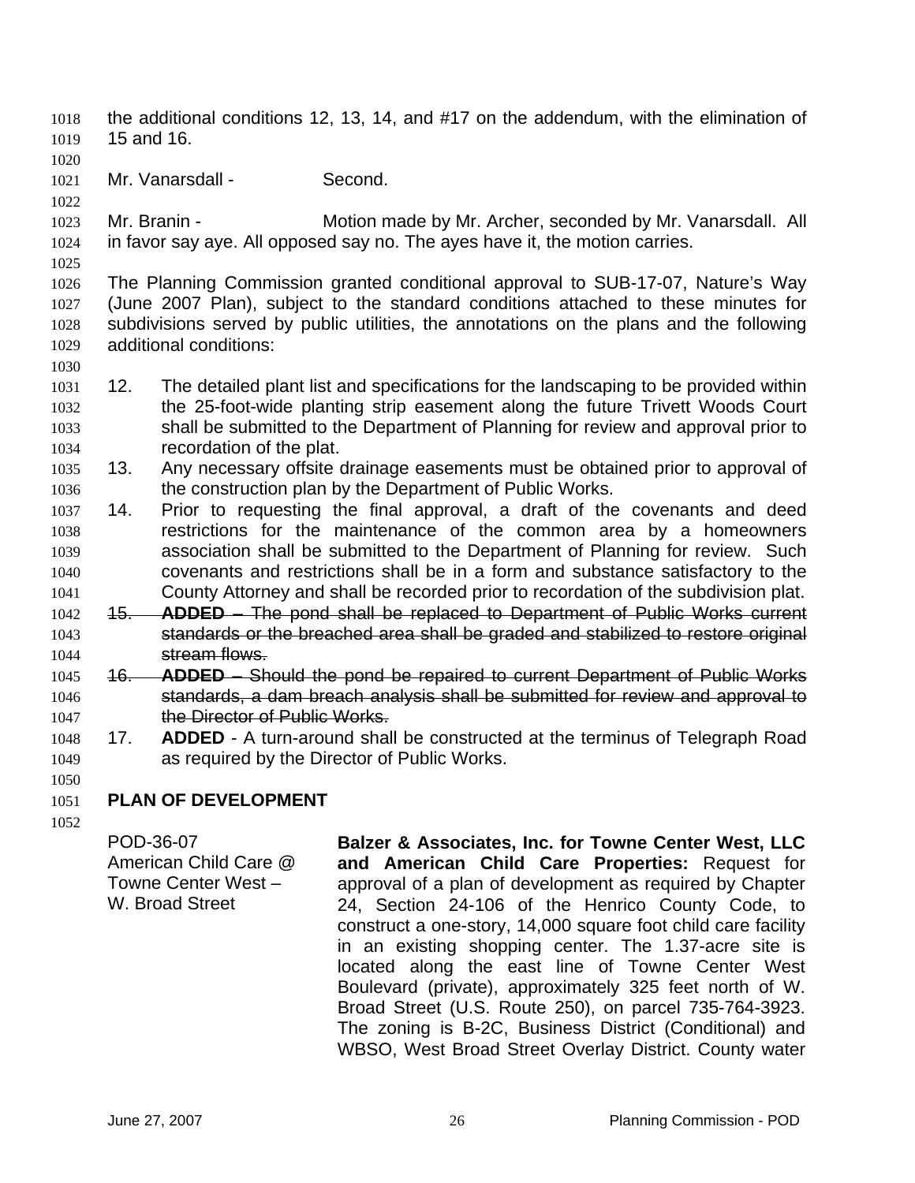the additional conditions 12, 13, 14, and #17 on the addendum, with the elimination of 15 and 16.

Mr. Vanarsdall - Second.

Mr. Branin - Motion made by Mr. Archer, seconded by Mr. Vanarsdall. All in favor say aye. All opposed say no. The ayes have it, the motion carries.

The Planning Commission granted conditional approval to SUB-17-07, Nature's Way (June 2007 Plan), subject to the standard conditions attached to these minutes for subdivisions served by public utilities, the annotations on the plans and the following additional conditions:

12. The detailed plant list and specifications for the landscaping to be provided within the 25-foot-wide planting strip easement along the future Trivett Woods Court shall be submitted to the Department of Planning for review and approval prior to recordation of the plat.
13. Any necessary offsite drainage easements must be obtained prior to approval of the construction plan by the Department of Public Works.
14. Prior to requesting the final approval, a draft of the covenants and deed restrictions for the maintenance of the common area by a homeowners association shall be submitted to the Department of Planning for review. Such covenants and restrictions shall be in a form and substance satisfactory to the County Attorney and shall be recorded prior to recordation of the subdivision plat.
15. ~~**ADDED** – The pond shall be replaced to Department of Public Works current standards or the breached area shall be graded and stabilized to restore original stream flows.~~
16. ~~**ADDED** – Should the pond be repaired to current Department of Public Works standards, a dam breach analysis shall be submitted for review and approval to the Director of Public Works.~~
17. **ADDED** - A turn-around shall be constructed at the terminus of Telegraph Road as required by the Director of Public Works.

## PLAN OF DEVELOPMENT

POD-36-07
American Child Care @ Towne Center West – W. Broad Street

**Balzer & Associates, Inc. for Towne Center West, LLC and American Child Care Properties:** Request for approval of a plan of development as required by Chapter 24, Section 24-106 of the Henrico County Code, to construct a one-story, 14,000 square foot child care facility in an existing shopping center. The 1.37-acre site is located along the east line of Towne Center West Boulevard (private), approximately 325 feet north of W. Broad Street (U.S. Route 250), on parcel 735-764-3923. The zoning is B-2C, Business District (Conditional) and WBSO, West Broad Street Overlay District. County water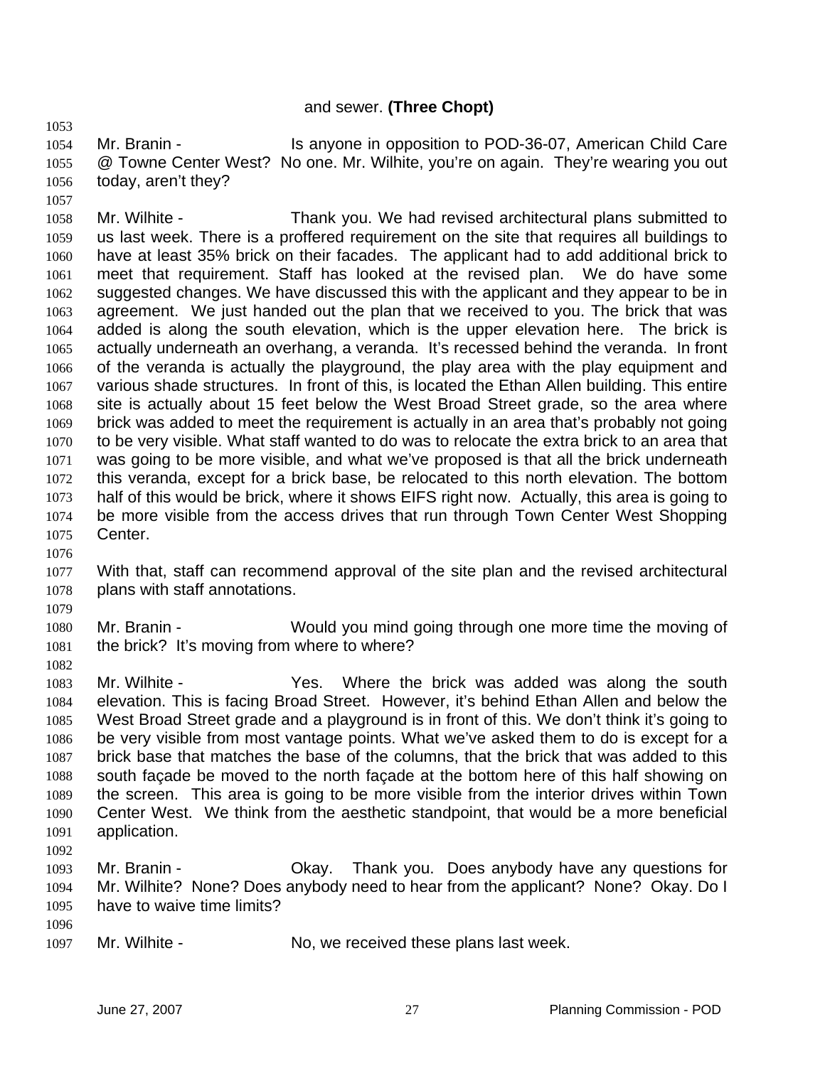and sewer. **(Three Chopt)**

Mr. Branin - Is anyone in opposition to POD-36-07, American Child Care @ Towne Center West? No one. Mr. Wilhite, you're on again. They're wearing you out today, aren't they?

Mr. Wilhite - Thank you. We had revised architectural plans submitted to us last week. There is a proffered requirement on the site that requires all buildings to have at least 35% brick on their facades. The applicant had to add additional brick to meet that requirement. Staff has looked at the revised plan. We do have some suggested changes. We have discussed this with the applicant and they appear to be in agreement. We just handed out the plan that we received to you. The brick that was added is along the south elevation, which is the upper elevation here. The brick is actually underneath an overhang, a veranda. It's recessed behind the veranda. In front of the veranda is actually the playground, the play area with the play equipment and various shade structures. In front of this, is located the Ethan Allen building. This entire site is actually about 15 feet below the West Broad Street grade, so the area where brick was added to meet the requirement is actually in an area that's probably not going to be very visible. What staff wanted to do was to relocate the extra brick to an area that was going to be more visible, and what we've proposed is that all the brick underneath this veranda, except for a brick base, be relocated to this north elevation. The bottom half of this would be brick, where it shows EIFS right now. Actually, this area is going to be more visible from the access drives that run through Town Center West Shopping Center.

With that, staff can recommend approval of the site plan and the revised architectural plans with staff annotations.

Mr. Branin - Would you mind going through one more time the moving of the brick? It's moving from where to where?

Mr. Wilhite - Yes. Where the brick was added was along the south elevation. This is facing Broad Street. However, it's behind Ethan Allen and below the West Broad Street grade and a playground is in front of this. We don't think it's going to be very visible from most vantage points. What we've asked them to do is except for a brick base that matches the base of the columns, that the brick that was added to this south façade be moved to the north façade at the bottom here of this half showing on the screen. This area is going to be more visible from the interior drives within Town Center West. We think from the aesthetic standpoint, that would be a more beneficial application.

Mr. Branin - Okay. Thank you. Does anybody have any questions for Mr. Wilhite? None? Does anybody need to hear from the applicant? None? Okay. Do I have to waive time limits?

Mr. Wilhite - No, we received these plans last week.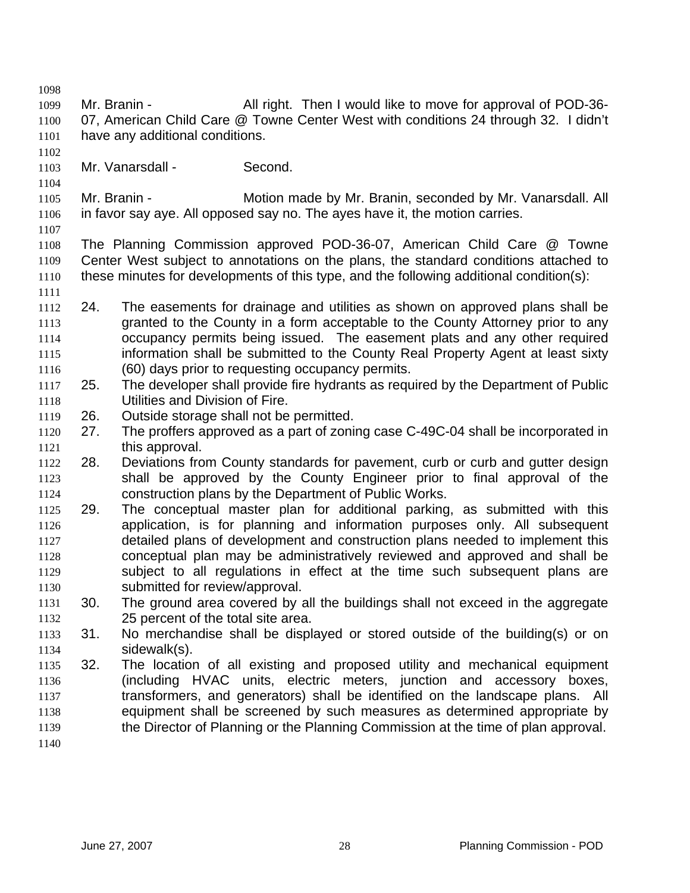Mr. Branin - All right. Then I would like to move for approval of POD-36-07, American Child Care @ Towne Center West with conditions 24 through 32. I didn't have any additional conditions.

Mr. Vanarsdall - Second.

Mr. Branin - Motion made by Mr. Branin, seconded by Mr. Vanarsdall. All in favor say aye. All opposed say no. The ayes have it, the motion carries.

The Planning Commission approved POD-36-07, American Child Care @ Towne Center West subject to annotations on the plans, the standard conditions attached to these minutes for developments of this type, and the following additional condition(s):

24. The easements for drainage and utilities as shown on approved plans shall be granted to the County in a form acceptable to the County Attorney prior to any occupancy permits being issued. The easement plats and any other required information shall be submitted to the County Real Property Agent at least sixty (60) days prior to requesting occupancy permits.
25. The developer shall provide fire hydrants as required by the Department of Public Utilities and Division of Fire.
26. Outside storage shall not be permitted.
27. The proffers approved as a part of zoning case C-49C-04 shall be incorporated in this approval.
28. Deviations from County standards for pavement, curb or curb and gutter design shall be approved by the County Engineer prior to final approval of the construction plans by the Department of Public Works.
29. The conceptual master plan for additional parking, as submitted with this application, is for planning and information purposes only. All subsequent detailed plans of development and construction plans needed to implement this conceptual plan may be administratively reviewed and approved and shall be subject to all regulations in effect at the time such subsequent plans are submitted for review/approval.
30. The ground area covered by all the buildings shall not exceed in the aggregate 25 percent of the total site area.
31. No merchandise shall be displayed or stored outside of the building(s) or on sidewalk(s).
32. The location of all existing and proposed utility and mechanical equipment (including HVAC units, electric meters, junction and accessory boxes, transformers, and generators) shall be identified on the landscape plans. All equipment shall be screened by such measures as determined appropriate by the Director of Planning or the Planning Commission at the time of plan approval.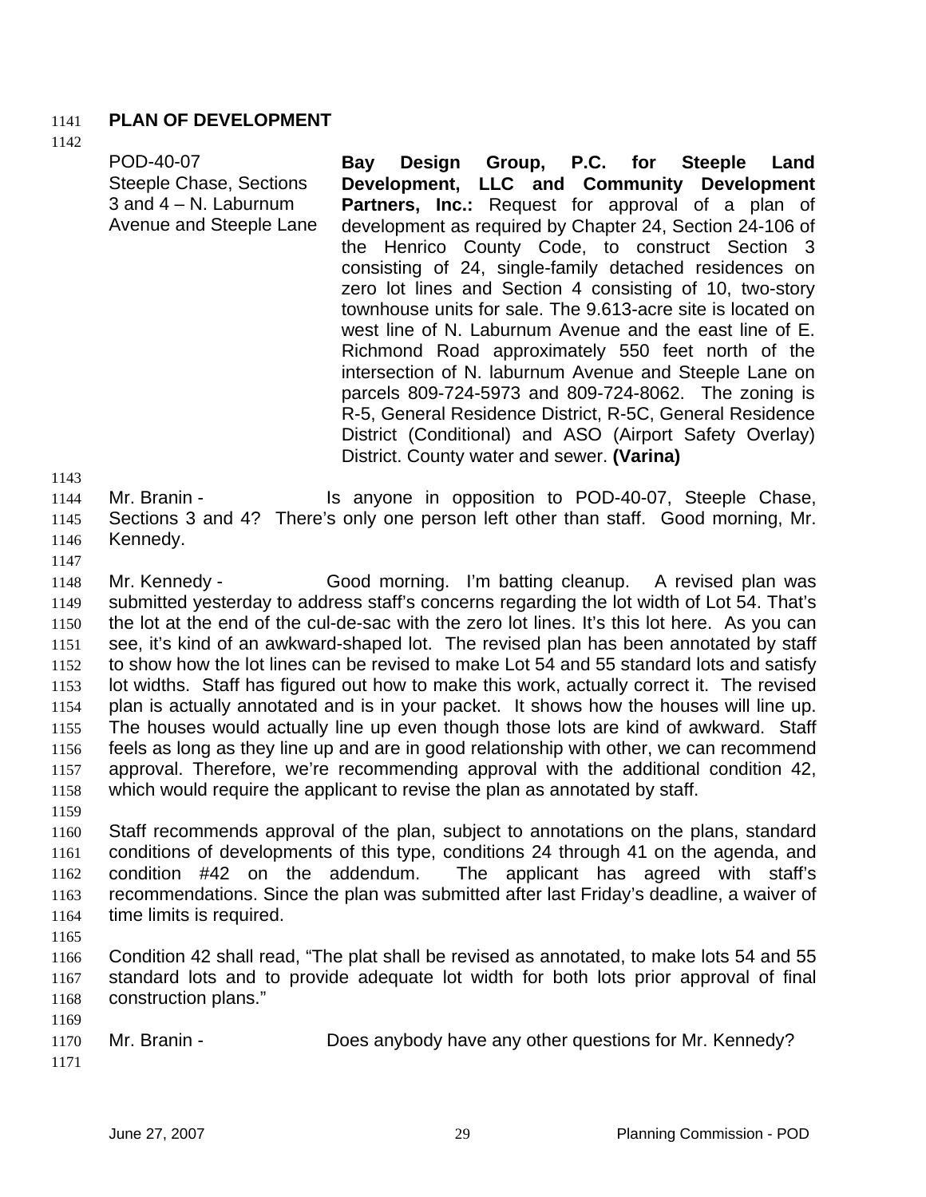## PLAN OF DEVELOPMENT

| POD-40-07<br>Steeple Chase, Sections 3 and 4 – N. Laburnum Avenue and Steeple Lane | **Bay Design Group, P.C. for Steeple Land Development, LLC and Community Development Partners, Inc.:** Request for approval of a plan of development as required by Chapter 24, Section 24-106 of the Henrico County Code, to construct Section 3 consisting of 24, single-family detached residences on zero lot lines and Section 4 consisting of 10, two-story townhouse units for sale. The 9.613-acre site is located on west line of N. Laburnum Avenue and the east line of E. Richmond Road approximately 550 feet north of the intersection of N. laburnum Avenue and Steeple Lane on parcels 809-724-5973 and 809-724-8062. The zoning is R-5, General Residence District, R-5C, General Residence District (Conditional) and ASO (Airport Safety Overlay) District. County water and sewer. **(Varina)** |
|---|---|

Mr. Branin - Is anyone in opposition to POD-40-07, Steeple Chase, Sections 3 and 4? There's only one person left other than staff. Good morning, Mr. Kennedy.

Mr. Kennedy - Good morning. I'm batting cleanup. A revised plan was submitted yesterday to address staff's concerns regarding the lot width of Lot 54. That's the lot at the end of the cul-de-sac with the zero lot lines. It's this lot here. As you can see, it's kind of an awkward-shaped lot. The revised plan has been annotated by staff to show how the lot lines can be revised to make Lot 54 and 55 standard lots and satisfy lot widths. Staff has figured out how to make this work, actually correct it. The revised plan is actually annotated and is in your packet. It shows how the houses will line up. The houses would actually line up even though those lots are kind of awkward. Staff feels as long as they line up and are in good relationship with other, we can recommend approval. Therefore, we're recommending approval with the additional condition 42, which would require the applicant to revise the plan as annotated by staff.

Staff recommends approval of the plan, subject to annotations on the plans, standard conditions of developments of this type, conditions 24 through 41 on the agenda, and condition #42 on the addendum. The applicant has agreed with staff's recommendations. Since the plan was submitted after last Friday's deadline, a waiver of time limits is required.

Condition 42 shall read, "The plat shall be revised as annotated, to make lots 54 and 55 standard lots and to provide adequate lot width for both lots prior approval of final construction plans."

Mr. Branin - Does anybody have any other questions for Mr. Kennedy?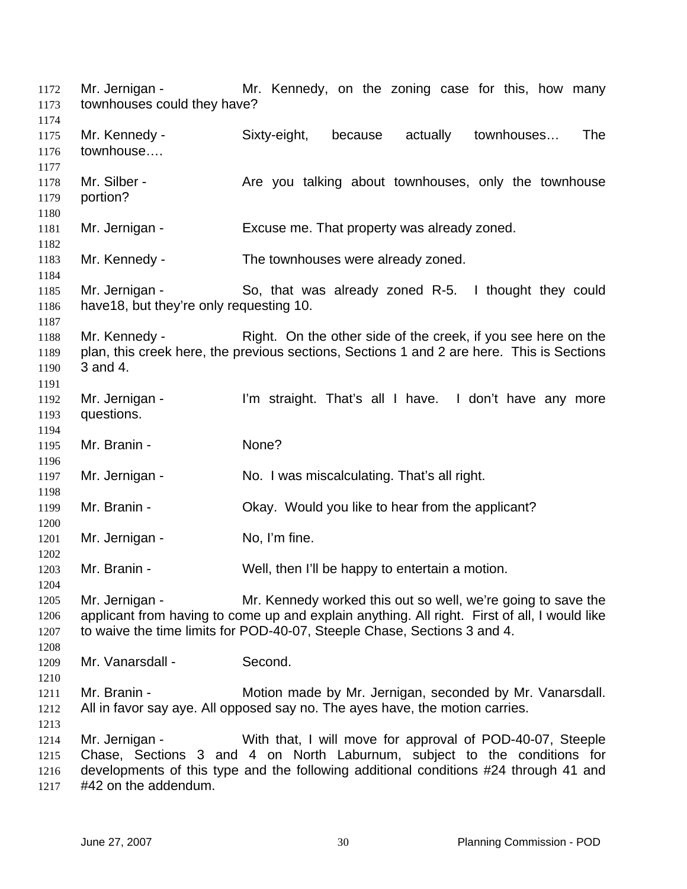Mr. Jernigan - Mr. Kennedy, on the zoning case for this, how many townhouses could they have?

Mr. Kennedy - Sixty-eight, because actually townhouses… The townhouse….

Mr. Silber - Are you talking about townhouses, only the townhouse portion?

Mr. Jernigan - Excuse me. That property was already zoned.

Mr. Kennedy - The townhouses were already zoned.

Mr. Jernigan - So, that was already zoned R-5. I thought they could have18, but they're only requesting 10.

Mr. Kennedy - Right. On the other side of the creek, if you see here on the plan, this creek here, the previous sections, Sections 1 and 2 are here. This is Sections 3 and 4.

Mr. Jernigan - I'm straight. That's all I have. I don't have any more questions.

Mr. Branin - None?

Mr. Jernigan - No. I was miscalculating. That's all right.

Mr. Branin - Okay. Would you like to hear from the applicant?

Mr. Jernigan - No, I'm fine.

Mr. Branin - Well, then I'll be happy to entertain a motion.

Mr. Jernigan - Mr. Kennedy worked this out so well, we're going to save the applicant from having to come up and explain anything. All right. First of all, I would like to waive the time limits for POD-40-07, Steeple Chase, Sections 3 and 4.

Mr. Vanarsdall - Second.

Mr. Branin - Motion made by Mr. Jernigan, seconded by Mr. Vanarsdall. All in favor say aye. All opposed say no. The ayes have, the motion carries.

Mr. Jernigan - With that, I will move for approval of POD-40-07, Steeple Chase, Sections 3 and 4 on North Laburnum, subject to the conditions for developments of this type and the following additional conditions #24 through 41 and #42 on the addendum.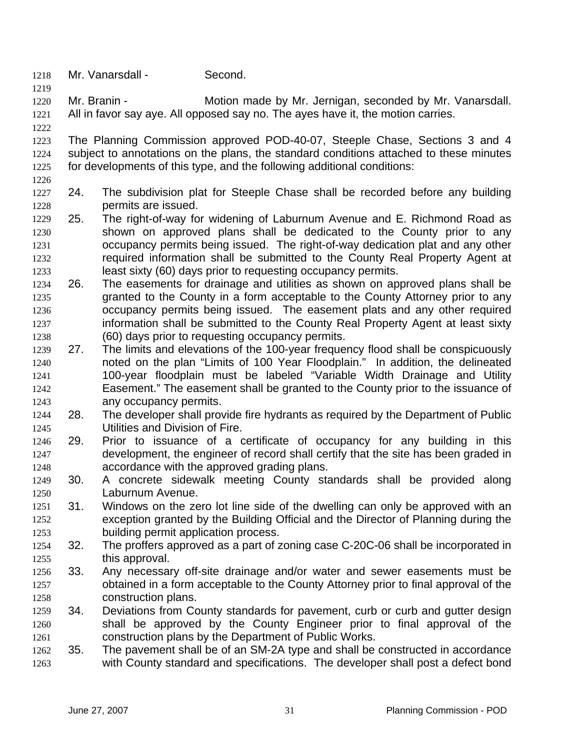Mr. Vanarsdall - Second.

Mr. Branin - Motion made by Mr. Jernigan, seconded by Mr. Vanarsdall. All in favor say aye. All opposed say no. The ayes have it, the motion carries.

The Planning Commission approved POD-40-07, Steeple Chase, Sections 3 and 4 subject to annotations on the plans, the standard conditions attached to these minutes for developments of this type, and the following additional conditions:

24. The subdivision plat for Steeple Chase shall be recorded before any building permits are issued.
25. The right-of-way for widening of Laburnum Avenue and E. Richmond Road as shown on approved plans shall be dedicated to the County prior to any occupancy permits being issued. The right-of-way dedication plat and any other required information shall be submitted to the County Real Property Agent at least sixty (60) days prior to requesting occupancy permits.
26. The easements for drainage and utilities as shown on approved plans shall be granted to the County in a form acceptable to the County Attorney prior to any occupancy permits being issued. The easement plats and any other required information shall be submitted to the County Real Property Agent at least sixty (60) days prior to requesting occupancy permits.
27. The limits and elevations of the 100-year frequency flood shall be conspicuously noted on the plan "Limits of 100 Year Floodplain." In addition, the delineated 100-year floodplain must be labeled "Variable Width Drainage and Utility Easement." The easement shall be granted to the County prior to the issuance of any occupancy permits.
28. The developer shall provide fire hydrants as required by the Department of Public Utilities and Division of Fire.
29. Prior to issuance of a certificate of occupancy for any building in this development, the engineer of record shall certify that the site has been graded in accordance with the approved grading plans.
30. A concrete sidewalk meeting County standards shall be provided along Laburnum Avenue.
31. Windows on the zero lot line side of the dwelling can only be approved with an exception granted by the Building Official and the Director of Planning during the building permit application process.
32. The proffers approved as a part of zoning case C-20C-06 shall be incorporated in this approval.
33. Any necessary off-site drainage and/or water and sewer easements must be obtained in a form acceptable to the County Attorney prior to final approval of the construction plans.
34. Deviations from County standards for pavement, curb or curb and gutter design shall be approved by the County Engineer prior to final approval of the construction plans by the Department of Public Works.
35. The pavement shall be of an SM-2A type and shall be constructed in accordance with County standard and specifications. The developer shall post a defect bond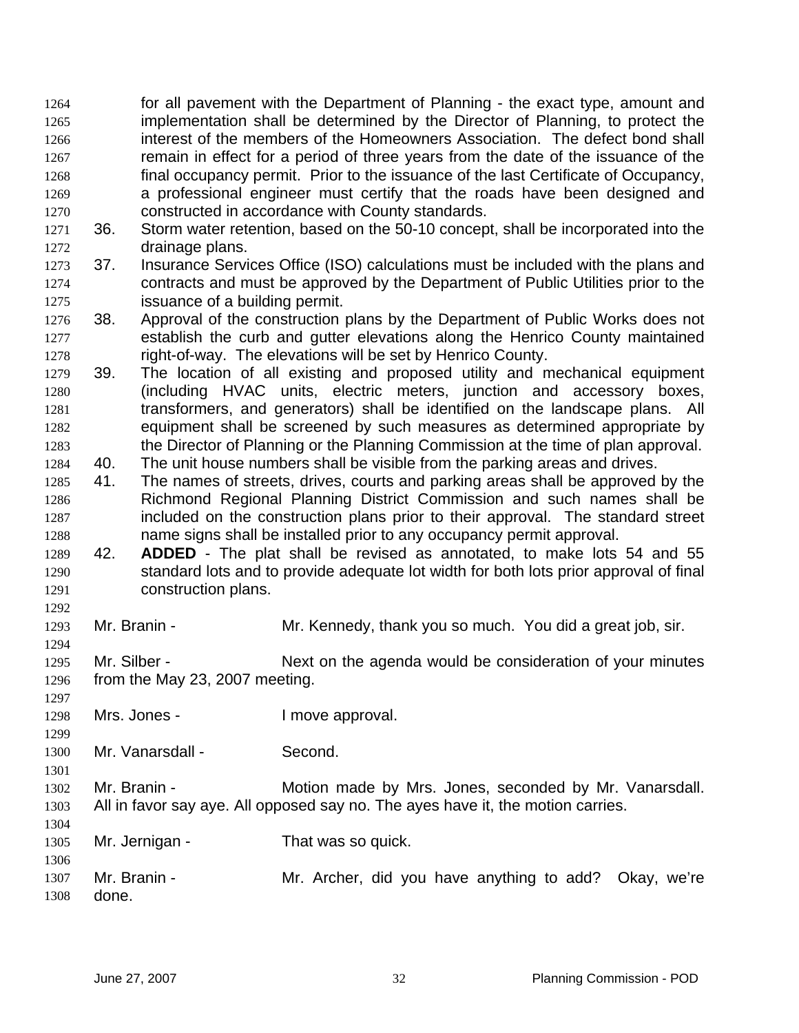for all pavement with the Department of Planning - the exact type, amount and implementation shall be determined by the Director of Planning, to protect the interest of the members of the Homeowners Association. The defect bond shall remain in effect for a period of three years from the date of the issuance of the final occupancy permit. Prior to the issuance of the last Certificate of Occupancy, a professional engineer must certify that the roads have been designed and constructed in accordance with County standards.

36. Storm water retention, based on the 50-10 concept, shall be incorporated into the drainage plans.
37. Insurance Services Office (ISO) calculations must be included with the plans and contracts and must be approved by the Department of Public Utilities prior to the issuance of a building permit.
38. Approval of the construction plans by the Department of Public Works does not establish the curb and gutter elevations along the Henrico County maintained right-of-way. The elevations will be set by Henrico County.
39. The location of all existing and proposed utility and mechanical equipment (including HVAC units, electric meters, junction and accessory boxes, transformers, and generators) shall be identified on the landscape plans. All equipment shall be screened by such measures as determined appropriate by the Director of Planning or the Planning Commission at the time of plan approval.
40. The unit house numbers shall be visible from the parking areas and drives.
41. The names of streets, drives, courts and parking areas shall be approved by the Richmond Regional Planning District Commission and such names shall be included on the construction plans prior to their approval. The standard street name signs shall be installed prior to any occupancy permit approval.
42. **ADDED** - The plat shall be revised as annotated, to make lots 54 and 55 standard lots and to provide adequate lot width for both lots prior approval of final construction plans.

Mr. Branin - Mr. Kennedy, thank you so much. You did a great job, sir.

Mr. Silber - Next on the agenda would be consideration of your minutes from the May 23, 2007 meeting.

Mrs. Jones - I move approval.

Mr. Vanarsdall - Second.

Mr. Branin - Motion made by Mrs. Jones, seconded by Mr. Vanarsdall. All in favor say aye. All opposed say no. The ayes have it, the motion carries.

Mr. Jernigan - That was so quick.

Mr. Branin - Mr. Archer, did you have anything to add? Okay, we're done.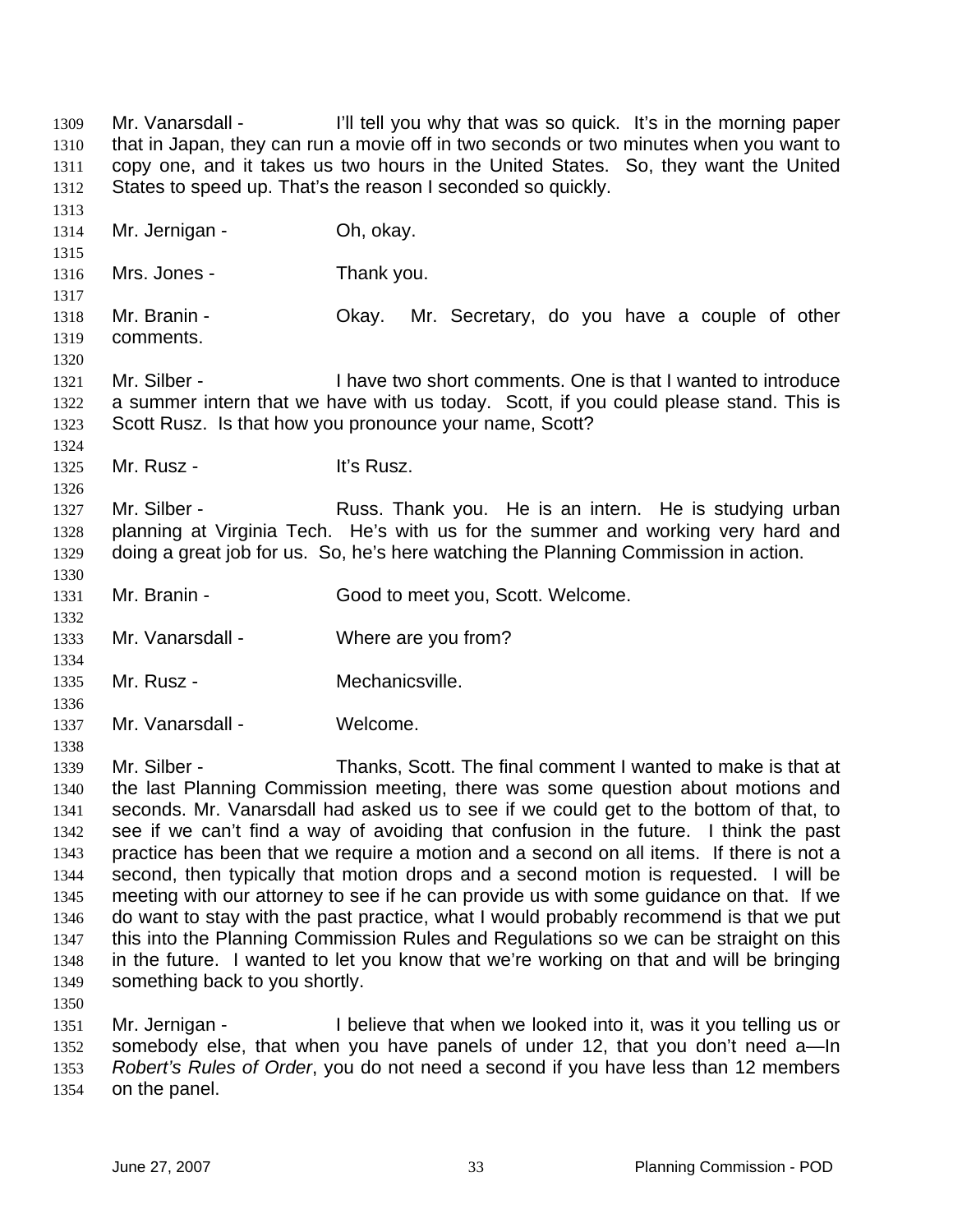Mr. Vanarsdall - I'll tell you why that was so quick. It's in the morning paper that in Japan, they can run a movie off in two seconds or two minutes when you want to copy one, and it takes us two hours in the United States. So, they want the United States to speed up. That's the reason I seconded so quickly.

Mr. Jernigan - Oh, okay.

Mrs. Jones - Thank you.

Mr. Branin - Okay. Mr. Secretary, do you have a couple of other comments.

Mr. Silber - I have two short comments. One is that I wanted to introduce a summer intern that we have with us today. Scott, if you could please stand. This is Scott Rusz. Is that how you pronounce your name, Scott?

Mr. Rusz - It's Rusz.

Mr. Silber - Russ. Thank you. He is an intern. He is studying urban planning at Virginia Tech. He's with us for the summer and working very hard and doing a great job for us. So, he's here watching the Planning Commission in action.

Mr. Branin - Good to meet you, Scott. Welcome.

Mr. Vanarsdall - Where are you from?

Mr. Rusz - Mechanicsville.

Mr. Vanarsdall - Welcome.

Mr. Silber - Thanks, Scott. The final comment I wanted to make is that at the last Planning Commission meeting, there was some question about motions and seconds. Mr. Vanarsdall had asked us to see if we could get to the bottom of that, to see if we can't find a way of avoiding that confusion in the future. I think the past practice has been that we require a motion and a second on all items. If there is not a second, then typically that motion drops and a second motion is requested. I will be meeting with our attorney to see if he can provide us with some guidance on that. If we do want to stay with the past practice, what I would probably recommend is that we put this into the Planning Commission Rules and Regulations so we can be straight on this in the future. I wanted to let you know that we're working on that and will be bringing something back to you shortly.

Mr. Jernigan - I believe that when we looked into it, was it you telling us or somebody else, that when you have panels of under 12, that you don't need a—In *Robert's Rules of Order*, you do not need a second if you have less than 12 members on the panel.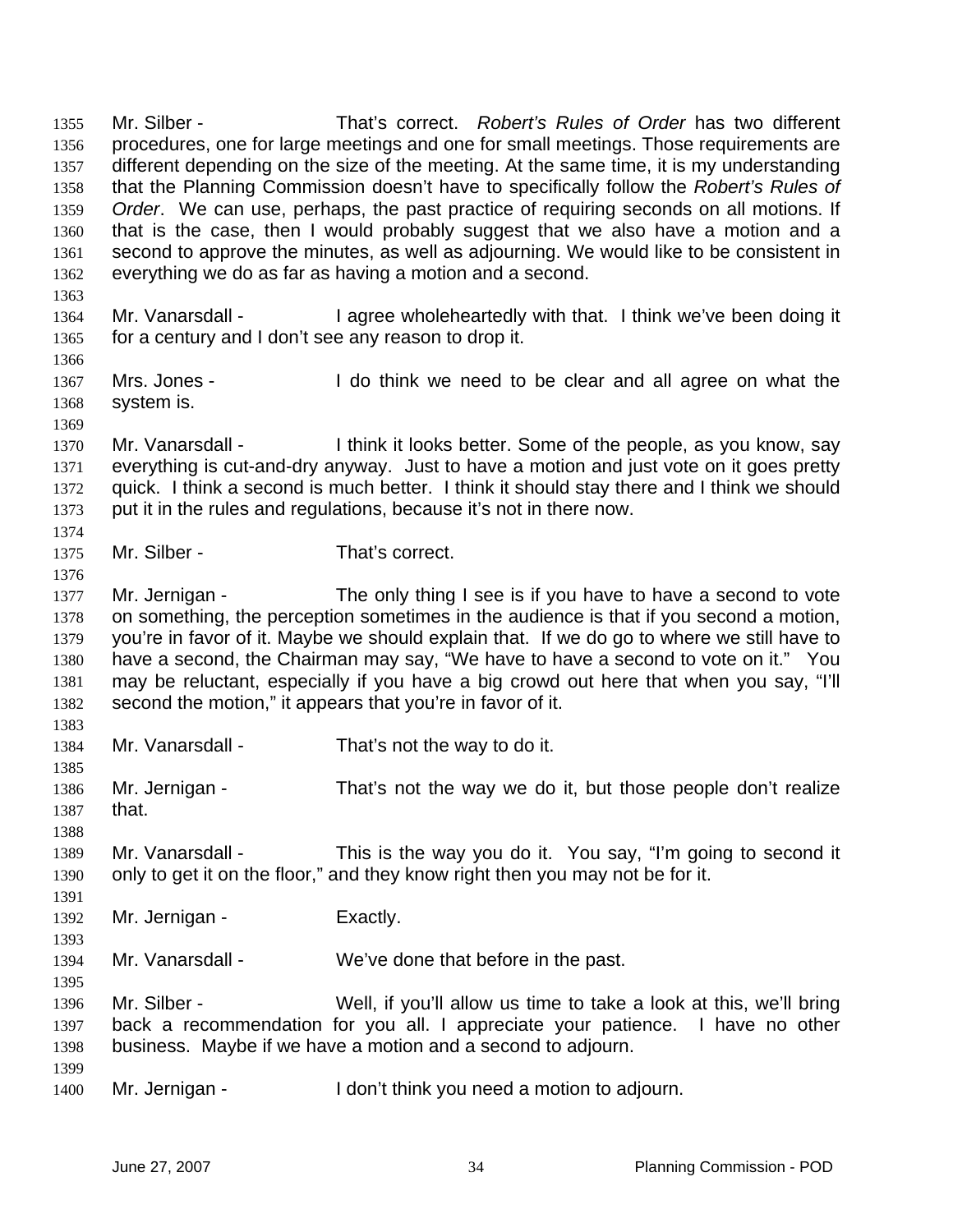Mr. Silber - That's correct. *Robert's Rules of Order* has two different procedures, one for large meetings and one for small meetings. Those requirements are different depending on the size of the meeting. At the same time, it is my understanding that the Planning Commission doesn't have to specifically follow the *Robert's Rules of Order*. We can use, perhaps, the past practice of requiring seconds on all motions. If that is the case, then I would probably suggest that we also have a motion and a second to approve the minutes, as well as adjourning. We would like to be consistent in everything we do as far as having a motion and a second.

Mr. Vanarsdall - I agree wholeheartedly with that. I think we've been doing it for a century and I don't see any reason to drop it.

Mrs. Jones - I do think we need to be clear and all agree on what the system is.

Mr. Vanarsdall - I think it looks better. Some of the people, as you know, say everything is cut-and-dry anyway. Just to have a motion and just vote on it goes pretty quick. I think a second is much better. I think it should stay there and I think we should put it in the rules and regulations, because it's not in there now.

Mr. Silber - That's correct.

Mr. Jernigan - The only thing I see is if you have to have a second to vote on something, the perception sometimes in the audience is that if you second a motion, you're in favor of it. Maybe we should explain that. If we do go to where we still have to have a second, the Chairman may say, "We have to have a second to vote on it." You may be reluctant, especially if you have a big crowd out here that when you say, "I'll second the motion," it appears that you're in favor of it.

Mr. Vanarsdall - That's not the way to do it.

Mr. Jernigan - That's not the way we do it, but those people don't realize that.

Mr. Vanarsdall - This is the way you do it. You say, "I'm going to second it only to get it on the floor," and they know right then you may not be for it.

Mr. Jernigan - Exactly.

Mr. Vanarsdall - We've done that before in the past.

Mr. Silber - Well, if you'll allow us time to take a look at this, we'll bring back a recommendation for you all. I appreciate your patience. I have no other business. Maybe if we have a motion and a second to adjourn.

Mr. Jernigan - I don't think you need a motion to adjourn.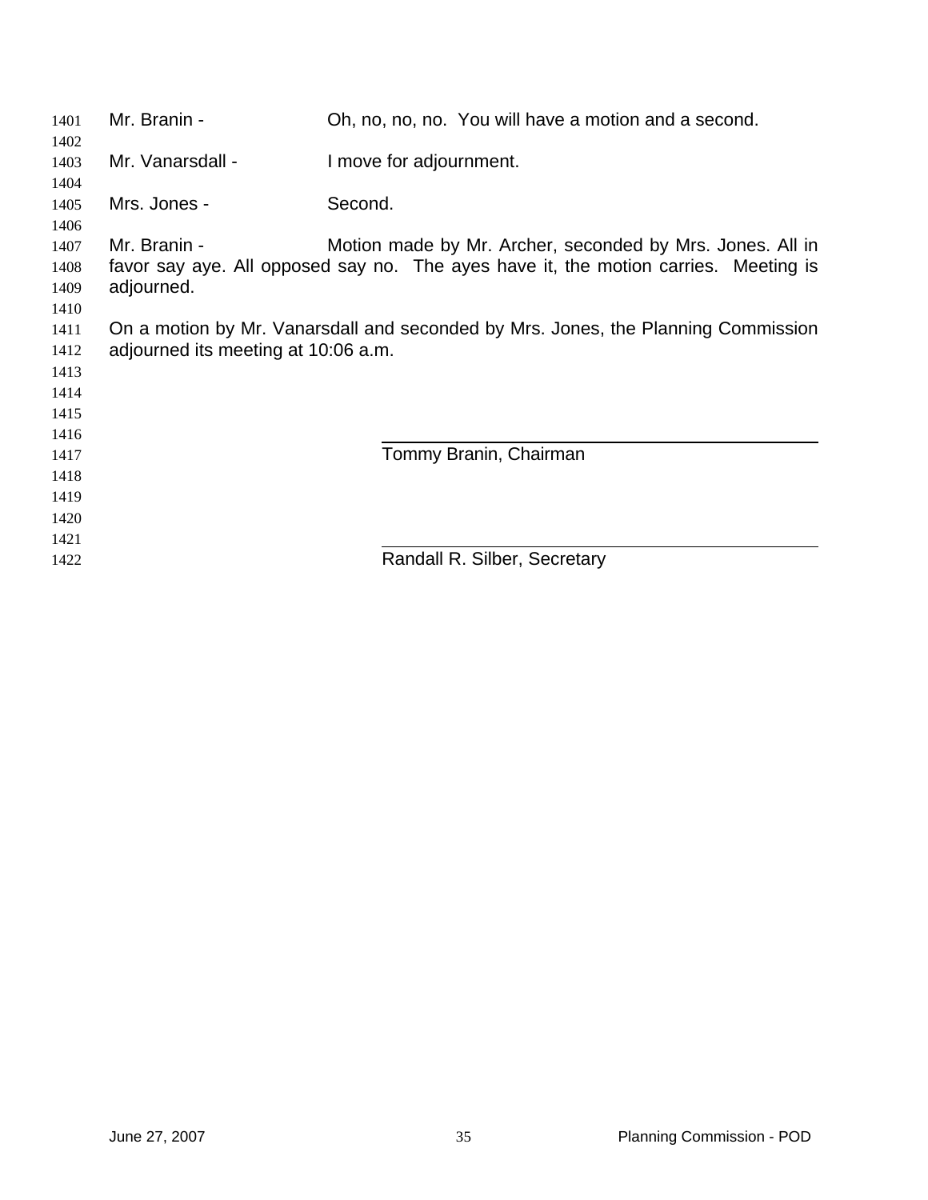Mr. Branin - Oh, no, no, no. You will have a motion and a second.

Mr. Vanarsdall - I move for adjournment.

Mrs. Jones - Second.

Mr. Branin - Motion made by Mr. Archer, seconded by Mrs. Jones. All in favor say aye. All opposed say no. The ayes have it, the motion carries. Meeting is adjourned.

On a motion by Mr. Vanarsdall and seconded by Mrs. Jones, the Planning Commission adjourned its meeting at 10:06 a.m.

\_\_\_\_\_\_\_\_\_\_\_\_\_\_\_\_\_\_\_\_\_\_\_\_\_\_\_\_\_\_\_\_\_\_\_\_\_\_\_\_

Tommy Branin, Chairman

\_\_\_\_\_\_\_\_\_\_\_\_\_\_\_\_\_\_\_\_\_\_\_\_\_\_\_\_\_\_\_\_\_\_\_\_\_\_\_\_

Randall R. Silber, Secretary